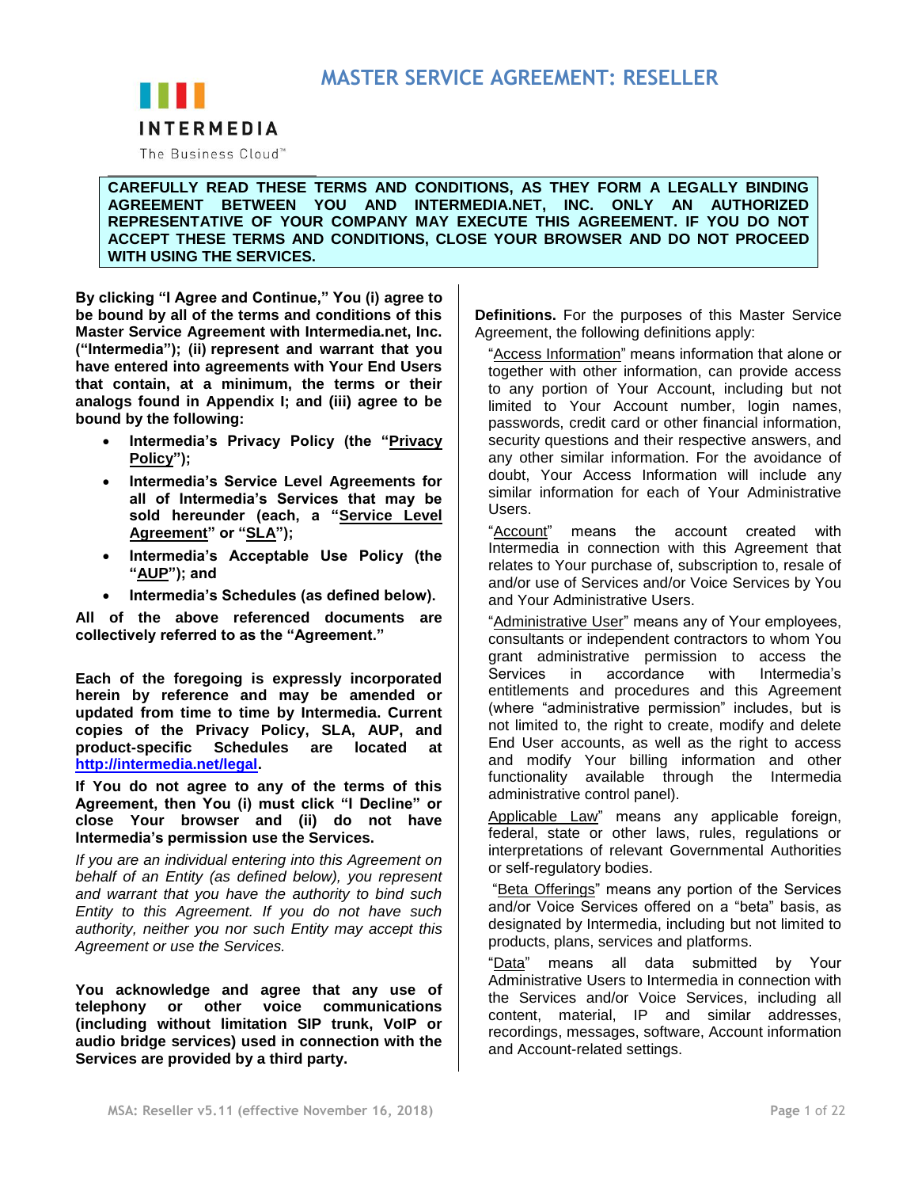# MASTER SERVICE AGREEMENT: RESELLER

INTERMEDIA

The Business Cloud™

**CAREFULLY READ THESE TERMS AND CONDITIONS, AS THEY FORM A LEGALLY BINDING AGREEMENT BETWEEN YOU AND INTERMEDIA.NET, INC. ONLY AN AUTHORIZED REPRESENTATIVE OF YOUR COMPANY MAY EXECUTE THIS AGREEMENT. IF YOU DO NOT ACCEPT THESE TERMS AND CONDITIONS, CLOSE YOUR BROWSER AND DO NOT PROCEED WITH USING THE SERVICES.**

**By clicking "I Agree and Continue," You (i) agree to be bound by all of the terms and conditions of this Master Service Agreement with Intermedia.net, Inc. ("Intermedia"); (ii) represent and warrant that you have entered into agreements with Your End Users that contain, at a minimum, the terms or their analogs found in Appendix I; and (iii) agree to be bound by the following:**

- **Intermedia's Privacy Policy (the "Privacy Policy");**
- **Intermedia's Service Level Agreements for all of Intermedia's Services that may be sold hereunder (each, a "Service Level Agreement" or "SLA");**
- **Intermedia's Acceptable Use Policy (the "AUP"); and**
- **Intermedia's Schedules (as defined below).**

**All of the above referenced documents are collectively referred to as the "Agreement."**

**Each of the foregoing is expressly incorporated herein by reference and may be amended or updated from time to time by Intermedia. Current copies of the Privacy Policy, SLA, AUP, and product-specific Schedules are located at [http://intermedia.net/legal](http://intermedia.net/legal).**

**If You do not agree to any of the terms of this Agreement, then You (i) must click "I Decline" or close Your browser and (ii) do not have Intermedia's permission use the Services.**

*If you are an individual entering into this Agreement on behalf of an Entity (as defined below), you represent and warrant that you have the authority to bind such Entity to this Agreement. If you do not have such authority, neither you nor such Entity may accept this Agreement or use the Services.*

**You acknowledge and agree that any use of telephony or other voice communications (including without limitation SIP trunk, VoIP or audio bridge services) used in connection with the Services are provided by a third party.**

**Definitions.** For the purposes of this Master Service Agreement, the following definitions apply:

"Access Information" means information that alone or together with other information, can provide access to any portion of Your Account, including but not limited to Your Account number, login names, passwords, credit card or other financial information, security questions and their respective answers, and any other similar information. For the avoidance of doubt, Your Access Information will include any similar information for each of Your Administrative Users.

"Account" means the account created with Intermedia in connection with this Agreement that relates to Your purchase of, subscription to, resale of and/or use of Services and/or Voice Services by You and Your Administrative Users.

"Administrative User" means any of Your employees, consultants or independent contractors to whom You grant administrative permission to access the Services in accordance with Intermedia's entitlements and procedures and this Agreement (where "administrative permission" includes, but is not limited to, the right to create, modify and delete End User accounts, as well as the right to access and modify Your billing information and other functionality available through the Intermedia administrative control panel).

"Applicable Law" means any applicable foreign, federal, state or other laws, rules, regulations or interpretations of relevant Governmental Authorities or self-regulatory bodies.

"Beta Offerings" means any portion of the Services and/or Voice Services offered on a "beta" basis, as designated by Intermedia, including but not limited to products, plans, services and platforms.

"Data" means all data submitted by Your Administrative Users to Intermedia in connection with the Services and/or Voice Services, including all content, material, IP and similar addresses, recordings, messages, software, Account information and Account-related settings.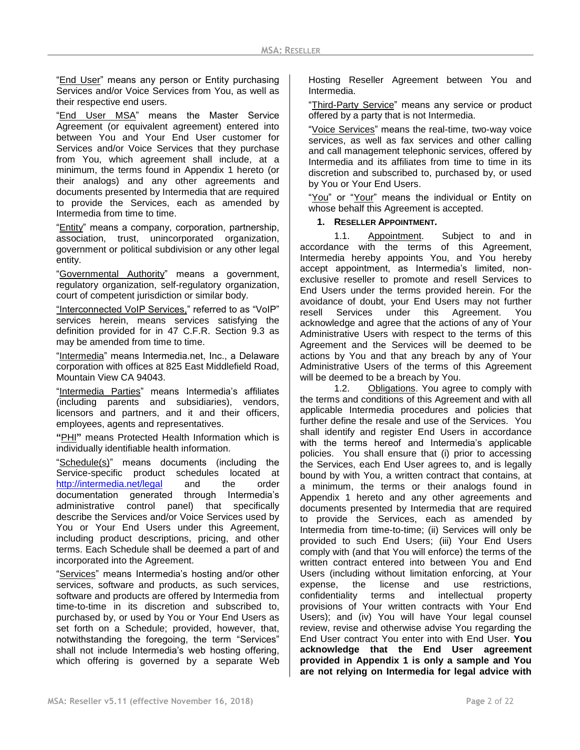"End User" means any person or Entity purchasing Services and/or Voice Services from You, as well as their respective end users.

"End User MSA" means the Master Service Agreement (or equivalent agreement) entered into between You and Your End User customer for Services and/or Voice Services that they purchase from You, which agreement shall include, at a minimum, the terms found in Appendix 1 hereto (or their analogs) and any other agreements and documents presented by Intermedia that are required to provide the Services, each as amended by Intermedia from time to time.

"Entity" means a company, corporation, partnership, association, trust, unincorporated organization, government or political subdivision or any other legal entity.

"Governmental Authority" means a government, regulatory organization, self-regulatory organization, court of competent jurisdiction or similar body.

"Interconnected VoIP Services," referred to as "VoIP" services herein, means services satisfying the definition provided for in 47 C.F.R. Section 9.3 as may be amended from time to time.

"Intermedia" means Intermedia.net, Inc., a Delaware corporation with offices at 825 East Middlefield Road, Mountain View CA 94043.

"Intermedia Parties" means Intermedia's affiliates (including parents and subsidiaries), vendors, licensors and partners, and it and their officers, employees, agents and representatives.

"PHI" means Protected Health Information which is individually identifiable health information.

"Schedule(s)" means documents (including the Service-specific product schedules located at http://intermedia.net/legal and the order documentation generated through Intermedia's administrative control panel) that specifically describe the Services and/or Voice Services used by You or Your End Users under this Agreement, including product descriptions, pricing, and other terms. Each Schedule shall be deemed a part of and incorporated into the Agreement.

"Services" means Intermedia's hosting and/or other services, software and products, as such services, software and products are offered by Intermedia from time-to-time in its discretion and subscribed to, purchased by, or used by You or Your End Users as set forth on a Schedule; provided, however, that, notwithstanding the foregoing, the term "Services" shall not include Intermedia's web hosting offering, which offering is governed by a separate Web Hosting Reseller Agreement between You and Intermedia.

"Third-Party Service" means any service or product offered by a party that is not Intermedia.

"Voice Services" means the real-time, two-way voice services, as well as fax services and other calling and call management telephonic services, offered by Intermedia and its affiliates from time to time in its discretion and subscribed to, purchased by, or used by You or Your End Users.

"You" or "Your" means the individual or Entity on whose behalf this Agreement is accepted.

**1. RESELLER APPOINTMENT.**

1.1. Appointment. Subject to and in accordance with the terms of this Agreement, Intermedia hereby appoints You, and You hereby accept appointment, as Intermedia's limited, non-exclusive reseller to promote and resell Services to End Users under the terms provided herein. For the avoidance of doubt, your End Users may not further resell Services under this Agreement. You acknowledge and agree that the actions of any of Your Administrative Users with respect to the terms of this Agreement and the Services will be deemed to be actions by You and that any breach by any of Your Administrative Users of the terms of this Agreement will be deemed to be a breach by You.

1.2. Obligations. You agree to comply with the terms and conditions of this Agreement and with all applicable Intermedia procedures and policies that further define the resale and use of the Services. You shall identify and register End Users in accordance with the terms hereof and Intermedia's applicable policies. You shall ensure that (i) prior to accessing the Services, each End User agrees to, and is legally bound by with You, a written contract that contains, at a minimum, the terms or their analogs found in Appendix 1 hereto and any other agreements and documents presented by Intermedia that are required to provide the Services, each as amended by Intermedia from time-to-time; (ii) Services will only be provided to such End Users; (iii) Your End Users comply with (and that You will enforce) the terms of the written contract entered into between You and End Users (including without limitation enforcing, at Your expense, the license and use restrictions, confidentiality terms and intellectual property provisions of Your written contracts with Your End Users); and (iv) You will have Your legal counsel review, revise and otherwise advise You regarding the End User contract You enter into with End User. **You acknowledge that the End User agreement provided in Appendix 1 is only a sample and You are not relying on Intermedia for legal advice with**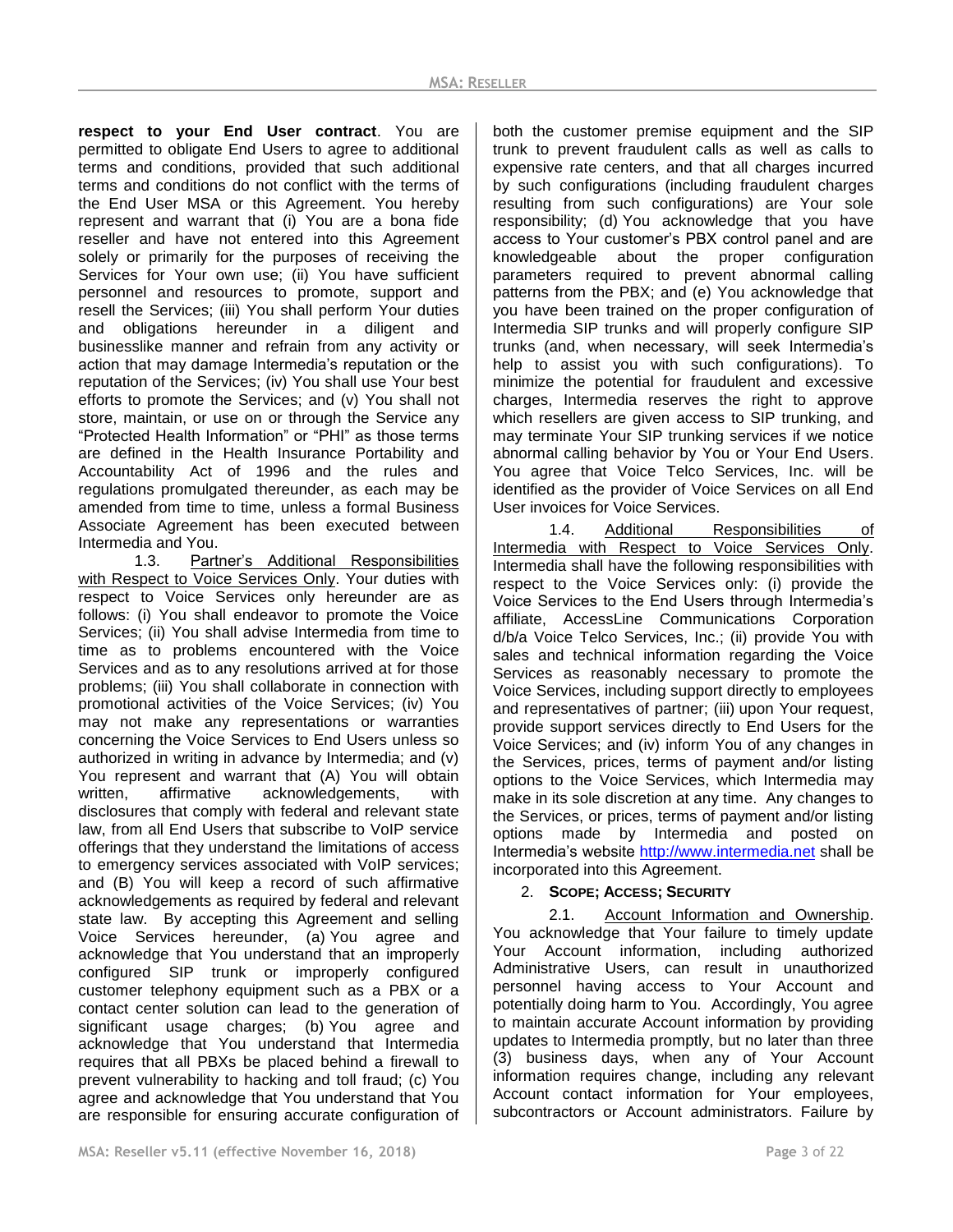**respect to your End User contract**. You are permitted to obligate End Users to agree to additional terms and conditions, provided that such additional terms and conditions do not conflict with the terms of the End User MSA or this Agreement. You hereby represent and warrant that (i) You are a bona fide reseller and have not entered into this Agreement solely or primarily for the purposes of receiving the Services for Your own use; (ii) You have sufficient personnel and resources to promote, support and resell the Services; (iii) You shall perform Your duties and obligations hereunder in a ethical and businesslike manner and refrain from any activity or action that may damage Intermedia's reputation or the reputation of the Services; (iv) You shall use Your best efforts to promote the Services; and (v) You shall not store, maintain, or use on or through the Service any "Protected Health Information" or "PHI" as those terms are defined in the Health Insurance Portability and Accountability Act of 1996 and the rules and regulations promulgated thereunder, as each may be amended from time to time, unless a formal Business Associate Agreement has been executed between Intermedia and You.

1.3. Partner's Additional Responsibilities with Respect to Voice Services Only. Your duties with respect to Voice Services only hereunder are as follows: (i) You shall endeavor to promote the Voice Services; (ii) You shall advise Intermedia from time to time as to problems encountered with the Voice Services and as to any resolutions arrived at for those problems; (iii) You shall collaborate in connection with promotional activities of the Voice Services; (iv) You may not make any representations or warranties concerning the Voice Services to End Users unless so authorized in writing in advance by Intermedia; and (v) You represent and warrant that (A) You will obtain written, affirmative acknowledgements, with disclosures that comply with federal and relevant state law, from all End Users that subscribe to VoIP service offerings that they understand the limitations of access to emergency services associated with VoIP services; and (B) You will keep a record of such affirmative acknowledgements as required by federal and relevant state law. By accepting this Agreement and selling Voice Services hereunder, (a) You agree and acknowledge that You understand that an improperly configured SIP trunk or improperly configured customer telephony equipment such as a PBX or a contact center solution can lead to the generation of significant usage charges; (b) You agree and acknowledge that You understand that Intermedia requires that all PBXs be placed behind a firewall to prevent vulnerability to hacking and toll fraud; (c) You agree and acknowledge that You understand that You are responsible for ensuring accurate configuration of both the customer premise equipment and the SIP trunk to prevent fraudulent calls as well as calls to expensive rate centers, and that all charges incurred by such configurations (including fraudulent charges resulting from such configurations) are Your sole responsibility; (d) You acknowledge that you have access to Your customer's PBX control panel and are knowledgeable about the proper configuration parameters required to prevent abnormal calling patterns from the PBX; and (e) You acknowledge that you have been trained on the proper configuration of Intermedia SIP trunks and will properly configure SIP trunks (and, when necessary, will seek Intermedia's help to assist you with such configurations). To minimize the potential for fraudulent and excessive charges, Intermedia reserves the right to approve which resellers are given access to SIP trunking, and may terminate Your SIP trunking services if we notice abnormal calling behavior by You or Your End Users. You agree that Voice Telco Services, Inc. will be identified as the provider of Voice Services on all End User invoices for Voice Services.

1.4. Additional Responsibilities of Intermedia with Respect to Voice Services Only. Intermedia shall have the following responsibilities with respect to the Voice Services only: (i) provide the Voice Services to the End Users through Intermedia's affiliate, AccessLine Communications Corporation d/b/a Voice Telco Services, Inc.; (ii) provide You with sales and technical information regarding the Voice Services as reasonably necessary to promote the Voice Services, including support directly to employees and representatives of partner; (iii) upon Your request, provide support services directly to End Users for the Voice Services; and (iv) inform You of any changes in the Services, prices, terms of payment and/or listing options to the Voice Services, which Intermedia may make in its sole discretion at any time. Any changes to the Services, or prices, terms of payment and/or listing options made by Intermedia and posted on Intermedia's website http://www.intermedia.net shall be incorporated into this Agreement.

## 2. SCOPE; ACCESS; SECURITY

2.1. Account Information and Ownership. You acknowledge that Your failure to timely update Your Account information, including authorized Administrative Users, can result in unauthorized personnel having access to Your Account and potentially doing harm to You. Accordingly, You agree to maintain accurate Account information by providing updates to Intermedia promptly, but no later than three (3) business days, when any of Your Account information requires change, including any relevant Account contact information for Your employees, subcontractors or Account administrators. Failure by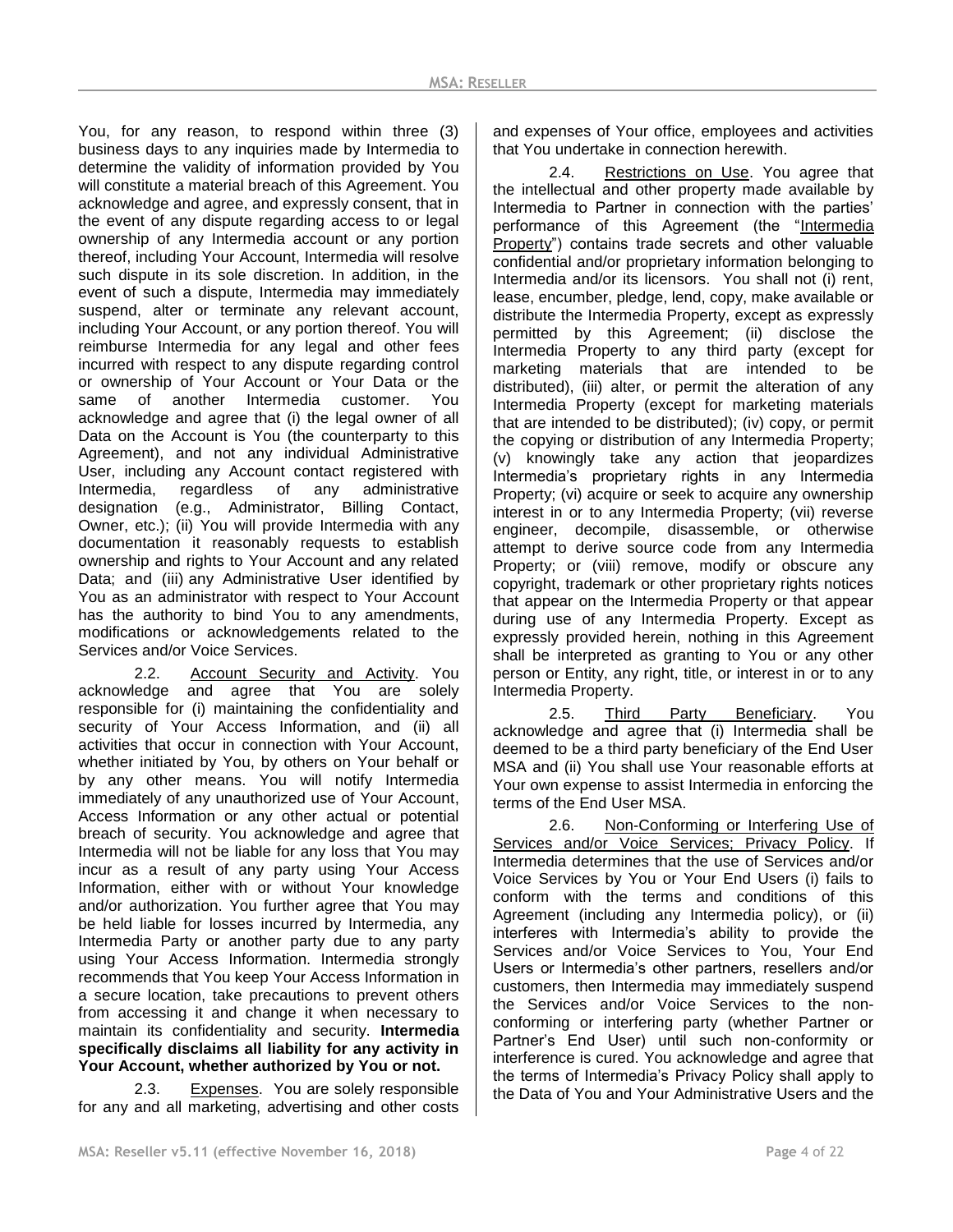You, for any reason, to respond within three (3) business days to any inquiries made by Intermedia to determine the validity of information provided by You will constitute a material breach of this Agreement. You acknowledge and agree, and expressly consent, that in the event of any dispute regarding access to or legal ownership of any Intermedia account or any portion thereof, including Your Account, Intermedia will resolve such dispute in its sole discretion. In addition, in the event of such a dispute, Intermedia may immediately suspend, alter or terminate any relevant account, including Your Account, or any portion thereof. You will reimburse Intermedia for any legal and other fees incurred with respect to any dispute regarding control or ownership of Your Account or Your Data or the same of another Intermedia customer. You acknowledge and agree that (i) the legal owner of all Data on the Account is You (the counterparty to this Agreement), and not any individual Administrative User, including any Account contact registered with Intermedia, regardless of any administrative designation (e.g., Administrator, Billing Contact, Owner, etc.); (ii) You will provide Intermedia with any documentation it reasonably requests to establish ownership and rights to Your Account and any related Data; and (iii) any Administrative User identified by You as an administrator with respect to Your Account has the authority to bind You to any amendments, modifications or acknowledgements related to the Services and/or Voice Services.

2.2. Account Security and Activity. You acknowledge and agree that You are solely responsible for (i) maintaining the confidentiality and security of Your Access Information, and (ii) all activities that occur in connection with Your Account, whether initiated by You, by others on Your behalf or by any other means. You will notify Intermedia immediately of any unauthorized use of Your Account, Access Information or any other actual or potential breach of security. You acknowledge and agree that Intermedia will not be liable for any loss that You may incur as a result of any party using Your Access Information, either with or without Your knowledge and/or authorization. You further agree that You may be held liable for losses incurred by Intermedia, any Intermedia Party or another party due to any party using Your Access Information. Intermedia strongly recommends that You keep Your Access Information in a secure location, take precautions to prevent others from accessing it and change it when necessary to maintain its confidentiality and security. **Intermedia specifically disclaims all liability for any activity in Your Account, whether authorized by You or not.**

2.3. Expenses. You are solely responsible for any and all marketing, advertising and other costs and expenses of Your office, employees and activities that You undertake in connection herewith.

2.4. Restrictions on Use. You agree that the intellectual and other property made available by Intermedia to Partner in connection with the parties' performance of this Agreement (the "Intermedia Property") contains trade secrets and other valuable confidential and/or proprietary information belonging to Intermedia and/or its licensors. You shall not (i) rent, lease, encumber, pledge, lend, copy, make available or distribute the Intermedia Property, except as expressly permitted by this Agreement; (ii) disclose the Intermedia Property to any third party (except for marketing materials that are intended to be distributed), (iii) alter, or permit the alteration of any Intermedia Property (except for marketing materials that are intended to be distributed); (iv) copy, or permit the copying or distribution of any Intermedia Property; (v) knowingly take any action that jeopardizes Intermedia's proprietary rights in any Intermedia Property; (vi) acquire or seek to acquire any ownership interest in or to any Intermedia Property; (vii) reverse engineer, decompile, disassemble, or otherwise attempt to derive source code from any Intermedia Property; or (viii) remove, modify or obscure any copyright, trademark or other proprietary rights notices that appear on the Intermedia Property or that appear during use of any Intermedia Property. Except as expressly provided herein, nothing in this Agreement shall be interpreted as granting to You or any other person or Entity, any right, title, or interest in or to any Intermedia Property.

2.5. Third Party Beneficiary. You acknowledge and agree that (i) Intermedia shall be deemed to be a third party beneficiary of the End User MSA and (ii) You shall use Your reasonable efforts at Your own expense to assist Intermedia in enforcing the terms of the End User MSA.

2.6. Non-Conforming or Interfering Use of Services and/or Voice Services; Privacy Policy. If Intermedia determines that the use of Services and/or Voice Services by You or Your End Users (i) fails to conform with the terms and conditions of this Agreement (including any Intermedia policy), or (ii) interferes with Intermedia's ability to provide the Services and/or Voice Services to You, Your End Users or Intermedia's other partners, resellers and/or customers, then Intermedia may immediately suspend the Services and/or Voice Services to the non-conforming or interfering party (whether Partner or Partner's End User) until such non-conformity or interference is cured. You acknowledge and agree that the terms of Intermedia's Privacy Policy shall apply to the Data of You and Your Administrative Users and the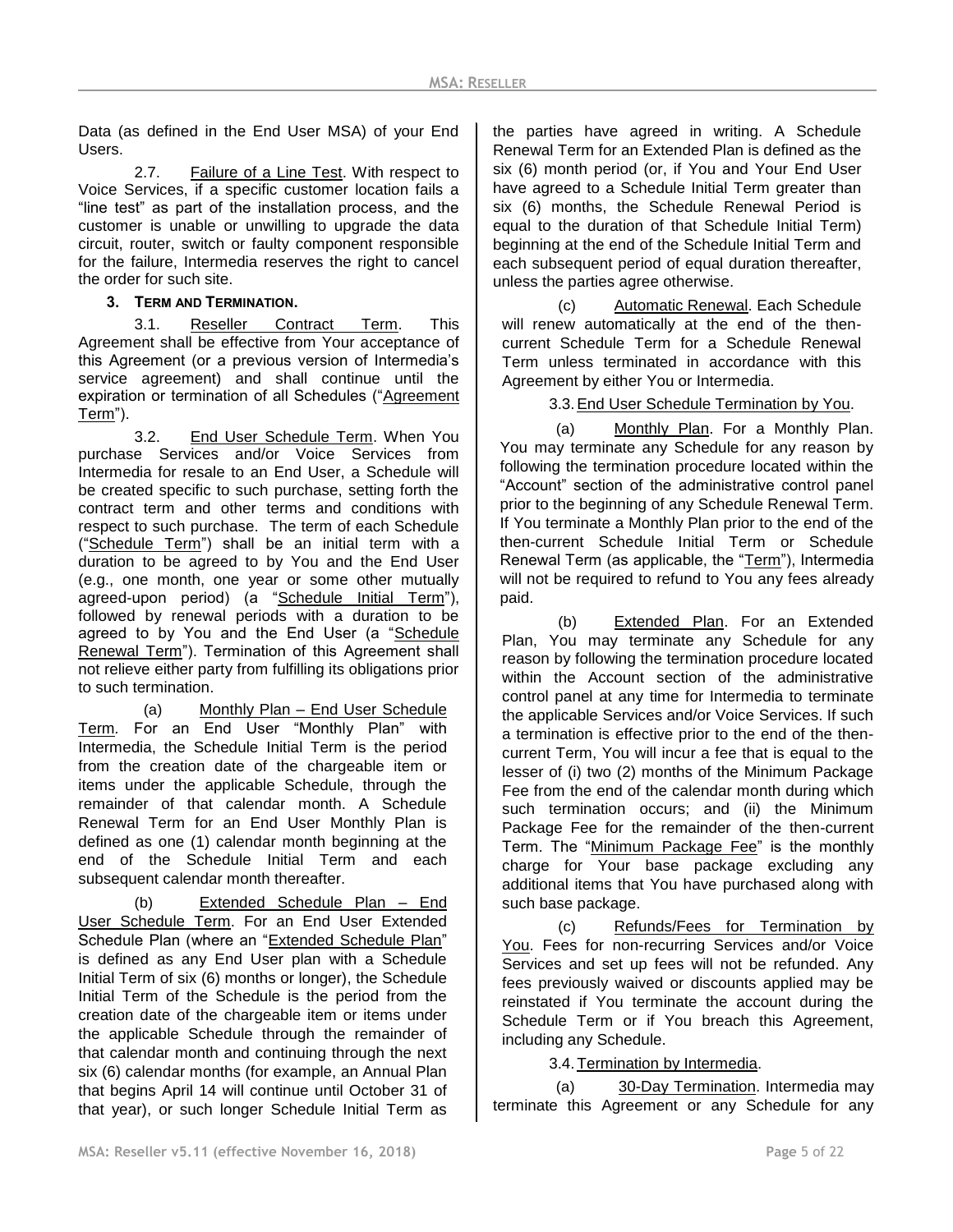Data (as defined in the End User MSA) of your End Users.

2.7. Failure of a Line Test. With respect to Voice Services, if a specific customer location fails a "line test" as part of the installation process, and the customer is unable or unwilling to upgrade the data circuit, router, switch or faulty component responsible for the failure, Intermedia reserves the right to cancel the order for such site.

**3. TERM AND TERMINATION.**

3.1. Reseller Contract Term. This Agreement shall be effective from Your acceptance of this Agreement (or a previous version of Intermedia's service agreement) and shall continue until the expiration or termination of all Schedules ("Agreement Term").

3.2. End User Schedule Term. When You purchase Services and/or Voice Services from Intermedia for resale to an End User, a Schedule will be created specific to such purchase, setting forth the contract term and other terms and conditions with respect to such purchase. The term of each Schedule ("Schedule Term") shall be an initial term with a duration to be agreed to by You and the End User (e.g., one month, one year or some other mutually agreed-upon period) (a "Schedule Initial Term"), followed by renewal periods with a duration to be agreed to by You and the End User (a "Schedule Renewal Term"). Termination of this Agreement shall not relieve either party from fulfilling its obligations prior to such termination.

(a) Monthly Plan – End User Schedule Term. For an End User "Monthly Plan" with Intermedia, the Schedule Initial Term is the period from the creation date of the chargeable item or items under the applicable Schedule, through the remainder of that calendar month. A Schedule Renewal Term for an End User Monthly Plan is defined as one (1) calendar month beginning at the end of the Schedule Initial Term and each subsequent calendar month thereafter.

(b) Extended Schedule Plan – End User Schedule Term. For an End User Extended Schedule Plan (where an "Extended Schedule Plan" is defined as any End User plan with a Schedule Initial Term of six (6) months or longer), the Schedule Initial Term of the Schedule is the period from the creation date of the chargeable item or items under the applicable Schedule through the remainder of that calendar month and continuing through the next six (6) calendar months (for example, an Annual Plan that begins April 14 will continue until October 31 of that year), or such longer Schedule Initial Term as the parties have agreed in writing. A Schedule Renewal Term for an Extended Plan is defined as the six (6) month period (or, if You and Your End User have agreed to a Schedule Initial Term greater than six (6) months, the Schedule Renewal Period is equal to the duration of that Schedule Initial Term) beginning at the end of the Schedule Initial Term and each subsequent period of equal duration thereafter, unless the parties agree otherwise.

(c) Automatic Renewal. Each Schedule will renew automatically at the end of the then-current Schedule Term for a Schedule Renewal Term unless terminated in accordance with this Agreement by either You or Intermedia.

3.3. End User Schedule Termination by You.

(a) Monthly Plan. For a Monthly Plan. You may terminate any Schedule for any reason by following the termination procedure located within the "Account" section of the administrative control panel prior to the beginning of any Schedule Renewal Term. If You terminate a Monthly Plan prior to the end of the then-current Schedule Initial Term or Schedule Renewal Term (as applicable, the "Term"), Intermedia will not be required to refund to You any fees already paid.

(b) Extended Plan. For an Extended Plan, You may terminate any Schedule for any reason by following the termination procedure located within the Account section of the administrative control panel at any time for Intermedia to terminate the applicable Services and/or Voice Services. If such a termination is effective prior to the end of the then-current Term, You will incur a fee that is equal to the lesser of (i) two (2) months of the Minimum Package Fee from the end of the calendar month during which such termination occurs; and (ii) the Minimum Package Fee for the remainder of the then-current Term. The "Minimum Package Fee" is the monthly charge for Your base package excluding any additional items that You have purchased along with such base package.

(c) Refunds/Fees for Termination by You. Fees for non-recurring Services and/or Voice Services and set up fees will not be refunded. Any fees previously waived or discounts applied may be reinstated if You terminate the account during the Schedule Term or if You breach this Agreement, including any Schedule.

3.4. Termination by Intermedia.

(a) 30-Day Termination. Intermedia may terminate this Agreement or any Schedule for any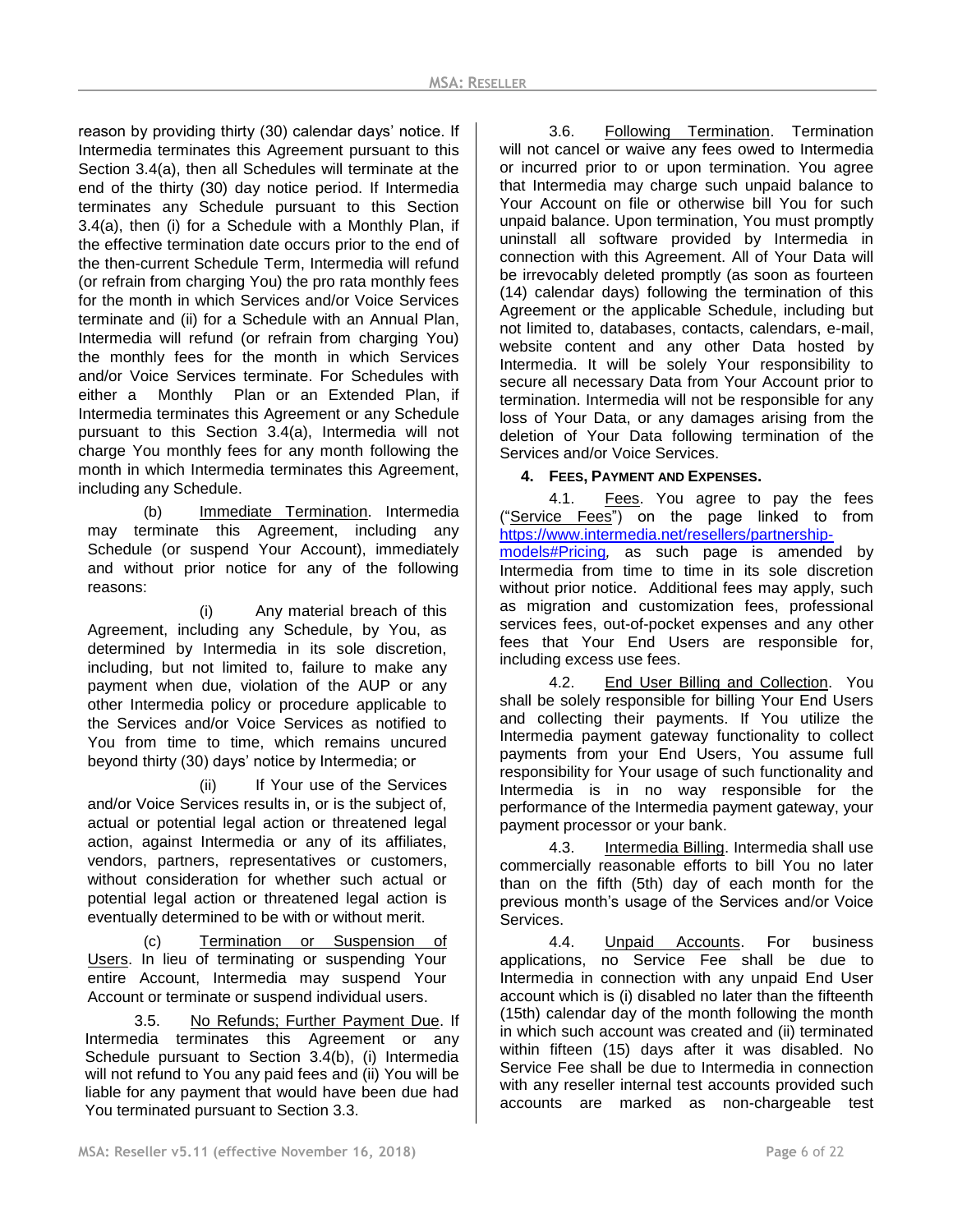reason by providing thirty (30) calendar days' notice. If Intermedia terminates this Agreement pursuant to this Section 3.4(a), then all Schedules will terminate at the end of the thirty (30) day notice period. If Intermedia terminates any Schedule pursuant to this Section 3.4(a), then (i) for a Schedule with a Monthly Plan, if the effective termination date occurs prior to the end of the then-current Schedule Term, Intermedia will refund (or refrain from charging You) the pro rata monthly fees for the month in which Services and/or Voice Services terminate and (ii) for a Schedule with an Annual Plan, Intermedia will refund (or refrain from charging You) the monthly fees for the month in which Services and/or Voice Services terminate. For Schedules with either a Monthly Plan or an Extended Plan, if Intermedia terminates this Agreement or any Schedule pursuant to this Section 3.4(a), Intermedia will not charge You monthly fees for any month following the month in which Intermedia terminates this Agreement, including any Schedule.

(b) Immediate Termination. Intermedia may terminate this Agreement, including any Schedule (or suspend Your Account), immediately and without prior notice for any of the following reasons:

(i) Any material breach of this Agreement, including any Schedule, by You, as determined by Intermedia in its sole discretion, including, but not limited to, failure to make any payment when due, violation of the AUP or any other Intermedia policy or procedure applicable to the Services and/or Voice Services as notified to You from time to time, which remains uncured beyond thirty (30) days' notice by Intermedia; or

(ii) If Your use of the Services and/or Voice Services results in, or is the subject of, actual or potential legal action or threatened legal action, against Intermedia or any of its affiliates, vendors, partners, representatives or customers, without consideration for whether such actual or potential legal action or threatened legal action is eventually determined to be with or without merit.

(c) Termination or Suspension of Users. In lieu of terminating or suspending Your entire Account, Intermedia may suspend Your Account or terminate or suspend individual users.

3.5. No Refunds; Further Payment Due. If Intermedia terminates this Agreement or any Schedule pursuant to Section 3.4(b), (i) Intermedia will not refund to You any paid fees and (ii) You will be liable for any payment that would have been due had You terminated pursuant to Section 3.3.

3.6. Following Termination. Termination will not cancel or waive any fees owed to Intermedia or incurred prior to or upon termination. You agree that Intermedia may charge such unpaid balance to Your Account on file or otherwise bill You for such unpaid balance. Upon termination, You must promptly uninstall all software provided by Intermedia in connection with this Agreement. All of Your Data will be irrevocably deleted promptly (as soon as fourteen (14) calendar days) following the termination of this Agreement or the applicable Schedule, including but not limited to, databases, contacts, calendars, e-mail, website content and any other Data hosted by Intermedia. It will be solely Your responsibility to secure all necessary Data from Your Account prior to termination. Intermedia will not be responsible for any loss of Your Data, or any damages arising from the deletion of Your Data following termination of the Services and/or Voice Services.

## 4. FEES, PAYMENT AND EXPENSES.

4.1. Fees. You agree to pay the fees ("Service Fees") on the page linked to from https://www.intermedia.net/resellers/partnership-models#Pricing, as such page is amended by Intermedia from time to time in its sole discretion without prior notice. Additional fees may apply, such as migration and customization fees, professional services fees, out-of-pocket expenses and any other fees that Your End Users are responsible for, including excess use fees.

4.2. End User Billing and Collection. You shall be solely responsible for billing Your End Users and collecting their payments. If You utilize the Intermedia payment gateway functionality to collect payments from your End Users, You assume full responsibility for Your usage of such functionality and Intermedia is in no way responsible for the performance of the Intermedia payment gateway, your payment processor or your bank.

4.3. Intermedia Billing. Intermedia shall use commercially reasonable efforts to bill You no later than on the fifth (5th) day of each month for the previous month's usage of the Services and/or Voice Services.

4.4. Unpaid Accounts. For business applications, no Service Fee shall be due to Intermedia in connection with any unpaid End User account which is (i) disabled no later than the fifteenth (15th) calendar day of the month following the month in which such account was created and (ii) terminated within fifteen (15) days after it was disabled. No Service Fee shall be due to Intermedia in connection with any reseller internal test accounts provided such accounts are marked as non-chargeable test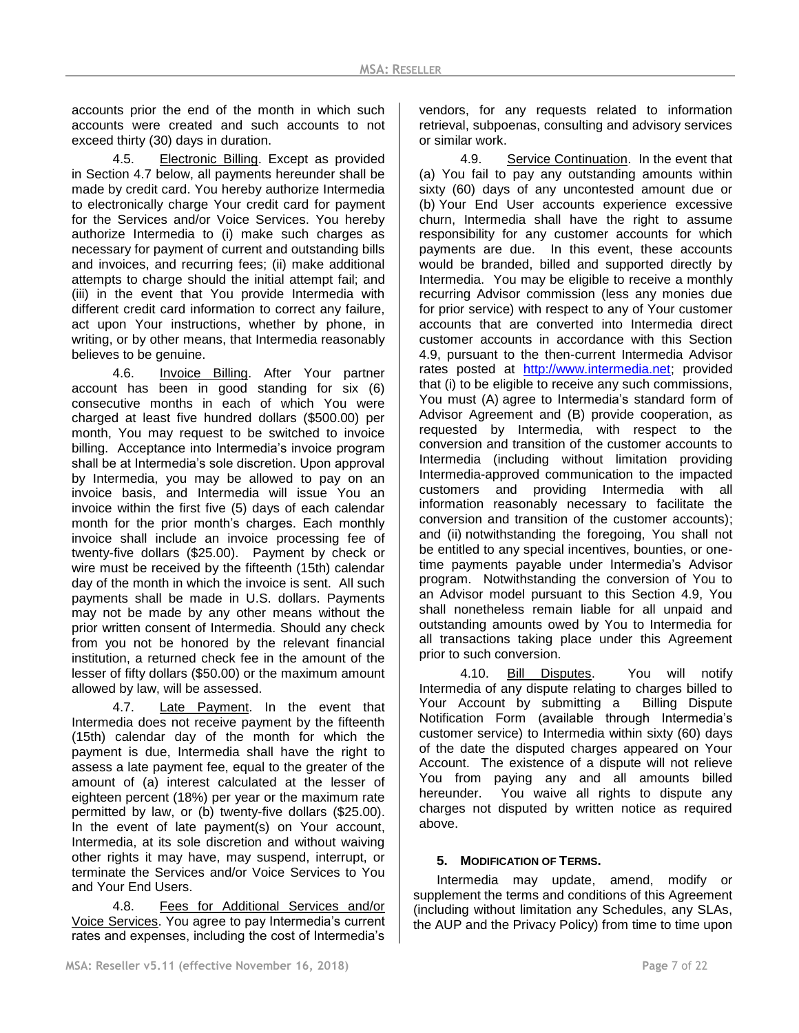accounts prior the end of the month in which such accounts were created and such accounts to not exceed thirty (30) days in duration.

4.5. Electronic Billing. Except as provided in Section 4.7 below, all payments hereunder shall be made by credit card. You hereby authorize Intermedia to electronically charge Your credit card for payment for the Services and/or Voice Services. You hereby authorize Intermedia to (i) make such charges as necessary for payment of current and outstanding bills and invoices, and recurring fees; (ii) make additional attempts to charge should the initial attempt fail; and (iii) in the event that You provide Intermedia with different credit card information to correct any failure, act upon Your instructions, whether by phone, in writing, or by other means, that Intermedia reasonably believes to be genuine.

4.6. Invoice Billing. After Your partner account has been in good standing for six (6) consecutive months in each of which You were charged at least five hundred dollars ($500.00) per month, You may request to be switched to invoice billing. Acceptance into Intermedia's invoice program shall be at Intermedia's sole discretion. Upon approval by Intermedia, you may be allowed to pay on an invoice basis, and Intermedia will issue You an invoice within the first five (5) days of each calendar month for the prior month's charges. Each monthly invoice shall include an invoice processing fee of twenty-five dollars ($25.00). Payment by check or wire must be received by the fifteenth (15th) calendar day of the month in which the invoice is sent. All such payments shall be made in U.S. dollars. Payments may not be made by any other means without the prior written consent of Intermedia. Should any check from you not be honored by the relevant financial institution, a returned check fee in the amount of the lesser of fifty dollars ($50.00) or the maximum amount allowed by law, will be assessed.

4.7. Late Payment. In the event that Intermedia does not receive payment by the fifteenth (15th) calendar day of the month for which the payment is due, Intermedia shall have the right to assess a late payment fee, equal to the greater of the amount of (a) interest calculated at the lesser of eighteen percent (18%) per year or the maximum rate permitted by law, or (b) twenty-five dollars ($25.00). In the event of late payment(s) on Your account, Intermedia, at its sole discretion and without waiving other rights it may have, may suspend, interrupt, or terminate the Services and/or Voice Services to You and Your End Users.

4.8. Fees for Additional Services and/or Voice Services. You agree to pay Intermedia's current rates and expenses, including the cost of Intermedia's vendors, for any requests related to information retrieval, subpoenas, consulting and advisory services or similar work.

4.9. Service Continuation. In the event that (a) You fail to pay any outstanding amounts within sixty (60) days of any uncontested amount due or (b) Your End User accounts experience excessive churn, Intermedia shall have the right to assume responsibility for any customer accounts for which payments are due. In this event, these accounts would be branded, billed and supported directly by Intermedia. You may be eligible to receive a monthly recurring Advisor commission (less any monies due for prior service) with respect to any of Your customer accounts that are converted into Intermedia direct customer accounts in accordance with this Section 4.9, pursuant to the then-current Intermedia Advisor rates posted at http://www.intermedia.net; provided that (i) to be eligible to receive any such commissions, You must (A) agree to Intermedia's standard form of Advisor Agreement and (B) provide cooperation, as requested by Intermedia, with respect to the conversion and transition of the customer accounts to Intermedia (including without limitation providing Intermedia-approved communication to the impacted customers and providing Intermedia with all information reasonably necessary to facilitate the conversion and transition of the customer accounts); and (ii) notwithstanding the foregoing, You shall not be entitled to any special incentives, bounties, or one-time payments payable under Intermedia's Advisor program. Notwithstanding the conversion of You to an Advisor model pursuant to this Section 4.9, You shall nonetheless remain liable for all unpaid and outstanding amounts owed by You to Intermedia for all transactions taking place under this Agreement prior to such conversion.

4.10. Bill Disputes. You will notify Intermedia of any dispute relating to charges billed to Your Account by submitting a Billing Dispute Notification Form (available through Intermedia's customer service) to Intermedia within sixty (60) days of the date the disputed charges appeared on Your Account. The existence of a dispute will not relieve You from paying any and all amounts billed hereunder. You waive all rights to dispute any charges not disputed by written notice as required above.

## 5. MODIFICATION OF TERMS.

Intermedia may update, amend, modify or supplement the terms and conditions of this Agreement (including without limitation any Schedules, any SLAs, the AUP and the Privacy Policy) from time to time upon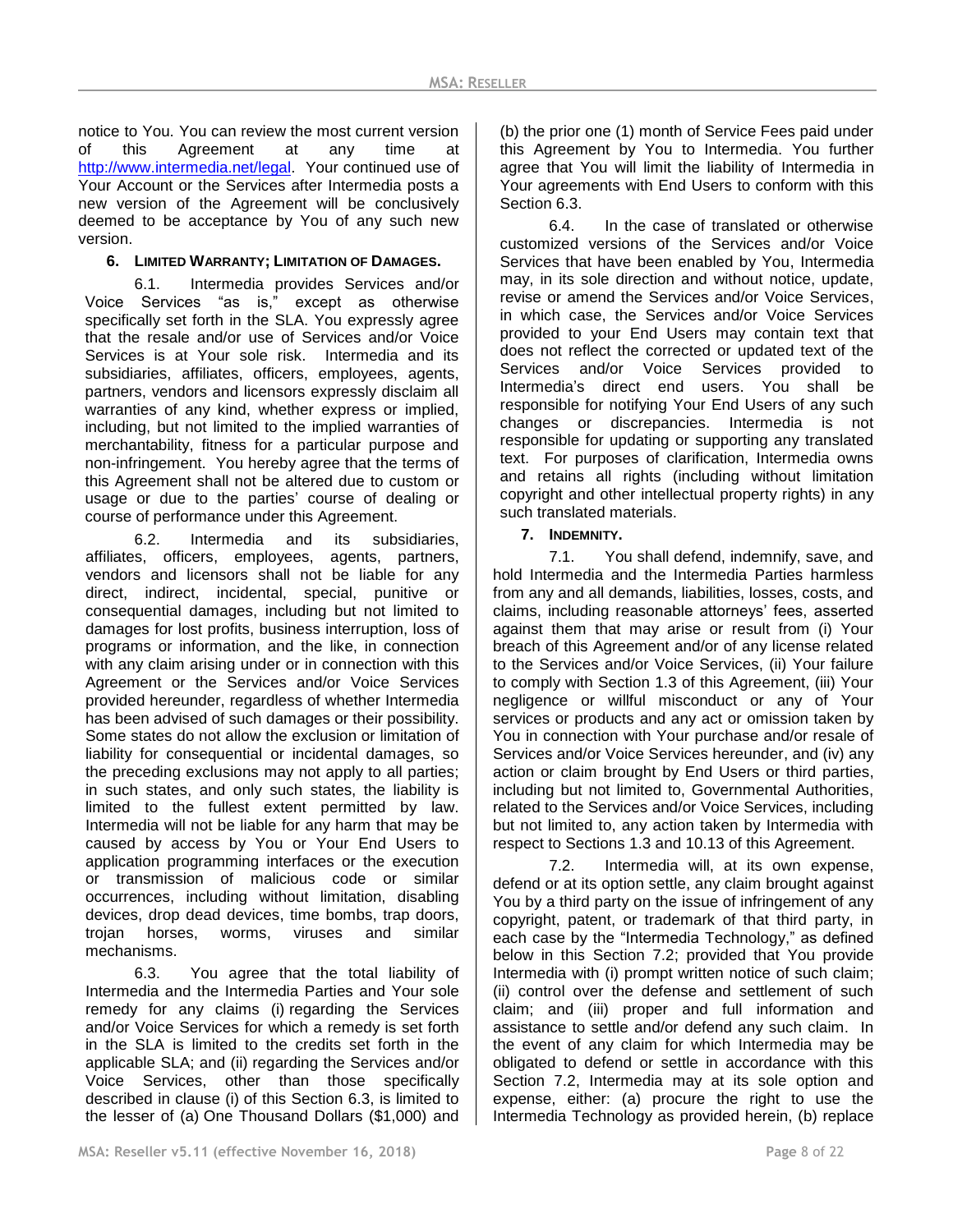notice to You. You can review the most current version of this Agreement at any time at http://www.intermedia.net/legal. Your continued use of Your Account or the Services after Intermedia posts a new version of the Agreement will be conclusively deemed to be acceptance by You of any such new version.

## 6. LIMITED WARRANTY; LIMITATION OF DAMAGES.

6.1. Intermedia provides Services and/or Voice Services "as is," except as otherwise specifically set forth in the SLA. You expressly agree that the resale and/or use of Services and/or Voice Services is at Your sole risk. Intermedia and its subsidiaries, affiliates, officers, employees, agents, partners, vendors and licensors expressly disclaim all warranties of any kind, whether express or implied, including, but not limited to the implied warranties of merchantability, fitness for a particular purpose and non-infringement. You hereby agree that the terms of this Agreement shall not be altered due to custom or usage or due to the parties' course of dealing or course of performance under this Agreement.

6.2. Intermedia and its subsidiaries, affiliates, officers, employees, agents, partners, vendors and licensors shall not be liable for any direct, indirect, incidental, special, punitive or consequential damages, including but not limited to damages for lost profits, business interruption, loss of programs or information, and the like, in connection with any claim arising under or in connection with this Agreement or the Services and/or Voice Services provided hereunder, regardless of whether Intermedia has been advised of such damages or their possibility. Some states do not allow the exclusion or limitation of liability for consequential or incidental damages, so the preceding exclusions may not apply to all parties; in such states, and only such states, the liability is limited to the fullest extent permitted by law. Intermedia will not be liable for any harm that may be caused by access by You or Your End Users to application programming interfaces or the execution or transmission of malicious code or similar occurrences, including without limitation, disabling devices, drop dead devices, time bombs, trap doors, trojan horses, worms, viruses and similar mechanisms.

6.3. You agree that the total liability of Intermedia and the Intermedia Parties and Your sole remedy for any claims (i) regarding the Services and/or Voice Services for which a remedy is set forth in the SLA is limited to the credits set forth in the applicable SLA; and (ii) regarding the Services and/or Voice Services, other than those specifically described in clause (i) of this Section 6.3, is limited to the lesser of (a) One Thousand Dollars ($1,000) and (b) the prior one (1) month of Service Fees paid under this Agreement by You to Intermedia. You further agree that You will limit the liability of Intermedia in Your agreements with End Users to conform with this Section 6.3.

6.4. In the case of translated or otherwise customized versions of the Services and/or Voice Services that have been enabled by You, Intermedia may, in its sole direction and without notice, update, revise or amend the Services and/or Voice Services, in which case, the Services and/or Voice Services provided to your End Users may contain text that does not reflect the corrected or updated text of the Services and/or Voice Services provided to Intermedia's direct end users. You shall be responsible for notifying Your End Users of any such changes or discrepancies. Intermedia is not responsible for updating or supporting any translated text. For purposes of clarification, Intermedia owns and retains all rights (including without limitation copyright and other intellectual property rights) in any such translated materials.

## 7. INDEMNITY.

7.1. You shall defend, indemnify, save, and hold Intermedia and the Intermedia Parties harmless from any and all demands, liabilities, losses, costs, and claims, including reasonable attorneys' fees, asserted against them that may arise or result from (i) Your breach of this Agreement and/or of any license related to the Services and/or Voice Services, (ii) Your failure to comply with Section 1.3 of this Agreement, (iii) Your negligence or willful misconduct or any of Your services or products and any act or omission taken by You in connection with Your purchase and/or resale of Services and/or Voice Services hereunder, and (iv) any action or claim brought by End Users or third parties, including but not limited to, Governmental Authorities, related to the Services and/or Voice Services, including but not limited to, any action taken by Intermedia with respect to Sections 1.3 and 10.13 of this Agreement.

7.2. Intermedia will, at its own expense, defend or at its option settle, any claim brought against You by a third party on the issue of infringement of any copyright, patent, or trademark of that third party, in each case by the "Intermedia Technology," as defined below in this Section 7.2; provided that You provide Intermedia with (i) prompt written notice of such claim; (ii) control over the defense and settlement of such claim; and (iii) proper and full information and assistance to settle and/or defend any such claim. In the event of any claim for which Intermedia may be obligated to defend or settle in accordance with this Section 7.2, Intermedia may at its sole option and expense, either: (a) procure the right to use the Intermedia Technology as provided herein, (b) replace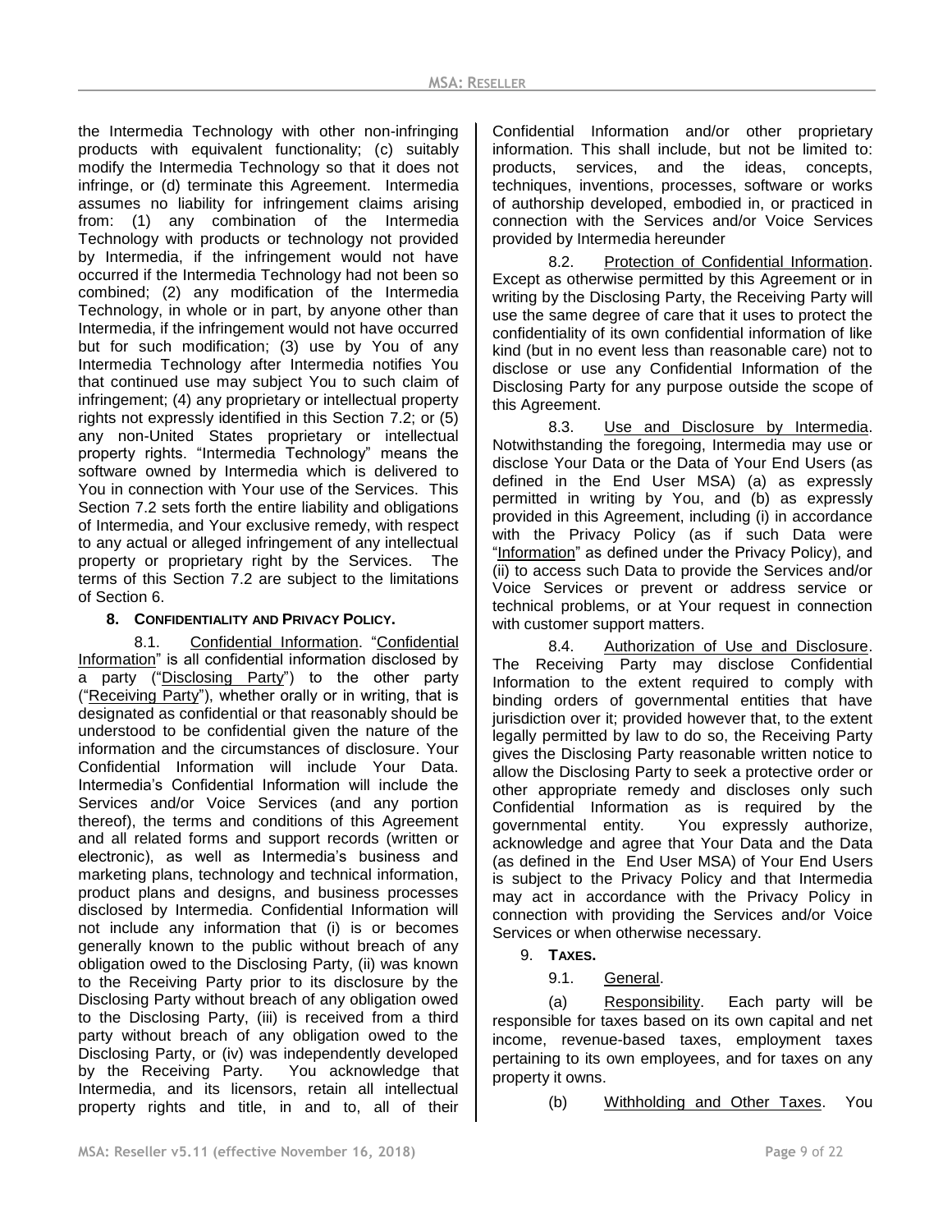the Intermedia Technology with other non-infringing products with equivalent functionality; (c) suitably modify the Intermedia Technology so that it does not infringe, or (d) terminate this Agreement. Intermedia assumes no liability for infringement claims arising from: (1) any combination of the Intermedia Technology with products or technology not provided by Intermedia, if the infringement would not have occurred if the Intermedia Technology had not been so combined; (2) any modification of the Intermedia Technology, in whole or in part, by anyone other than Intermedia, if the infringement would not have occurred but for such modification; (3) use by You of any Intermedia Technology after Intermedia notifies You that continued use may subject You to such claim of infringement; (4) any proprietary or intellectual property rights not expressly identified in this Section 7.2; or (5) any non-United States proprietary or intellectual property rights. "Intermedia Technology" means the software owned by Intermedia which is delivered to You in connection with Your use of the Services. This Section 7.2 sets forth the entire liability and obligations of Intermedia, and Your exclusive remedy, with respect to any actual or alleged infringement of any intellectual property or proprietary right by the Services. The terms of this Section 7.2 are subject to the limitations of Section 6.

**8. CONFIDENTIALITY AND PRIVACY POLICY.**

8.1. Confidential Information. "Confidential Information" is all confidential information disclosed by a party ("Disclosing Party") to the other party ("Receiving Party"), whether orally or in writing, that is designated as confidential or that reasonably should be understood to be confidential given the nature of the information and the circumstances of disclosure. Your Confidential Information will include Your Data. Intermedia's Confidential Information will include the Services and/or Voice Services (and any portion thereof), the terms and conditions of this Agreement and all related forms and support records (written or electronic), as well as Intermedia's business and marketing plans, technology and technical information, product plans and designs, and business processes disclosed by Intermedia. Confidential Information will not include any information that (i) is or becomes generally known to the public without breach of any obligation owed to the Disclosing Party, (ii) was known to the Receiving Party prior to its disclosure by the Disclosing Party without breach of any obligation owed to the Disclosing Party, (iii) is received from a third party without breach of any obligation owed to the Disclosing Party, or (iv) was independently developed by the Receiving Party. You acknowledge that Intermedia, and its licensors, retain all intellectual property rights and title, in and to, all of their Confidential Information and/or other proprietary information. This shall include, but not be limited to: products, services, and the ideas, concepts, techniques, inventions, processes, software or works of authorship developed, embodied in, or practiced in connection with the Services and/or Voice Services provided by Intermedia hereunder

8.2. Protection of Confidential Information. Except as otherwise permitted by this Agreement or in writing by the Disclosing Party, the Receiving Party will use the same degree of care that it uses to protect the confidentiality of its own confidential information of like kind (but in no event less than reasonable care) not to disclose or use any Confidential Information of the Disclosing Party for any purpose outside the scope of this Agreement.

8.3. Use and Disclosure by Intermedia. Notwithstanding the foregoing, Intermedia may use or disclose Your Data or the Data of Your End Users (as defined in the End User MSA) (a) as expressly permitted in writing by You, and (b) as expressly provided in this Agreement, including (i) in accordance with the Privacy Policy (as if such Data were "Information" as defined under the Privacy Policy), and (ii) to access such Data to provide the Services and/or Voice Services or prevent or address service or technical problems, or at Your request in connection with customer support matters.

8.4. Authorization of Use and Disclosure. The Receiving Party may disclose Confidential Information to the extent required to comply with binding orders of governmental entities that have jurisdiction over it; provided however that, to the extent legally permitted by law to do so, the Receiving Party gives the Disclosing Party reasonable written notice to allow the Disclosing Party to seek a protective order or other appropriate remedy and discloses only such Confidential Information as is required by the governmental entity. You expressly authorize, acknowledge and agree that Your Data and the Data (as defined in the End User MSA) of Your End Users is subject to the Privacy Policy and that Intermedia may act in accordance with the Privacy Policy in connection with providing the Services and/or Voice Services or when otherwise necessary.

**9. TAXES.**

9.1. General.

(a) Responsibility. Each party will be responsible for taxes based on its own capital and net income, revenue-based taxes, employment taxes pertaining to its own employees, and for taxes on any property it owns.

(b) Withholding and Other Taxes. You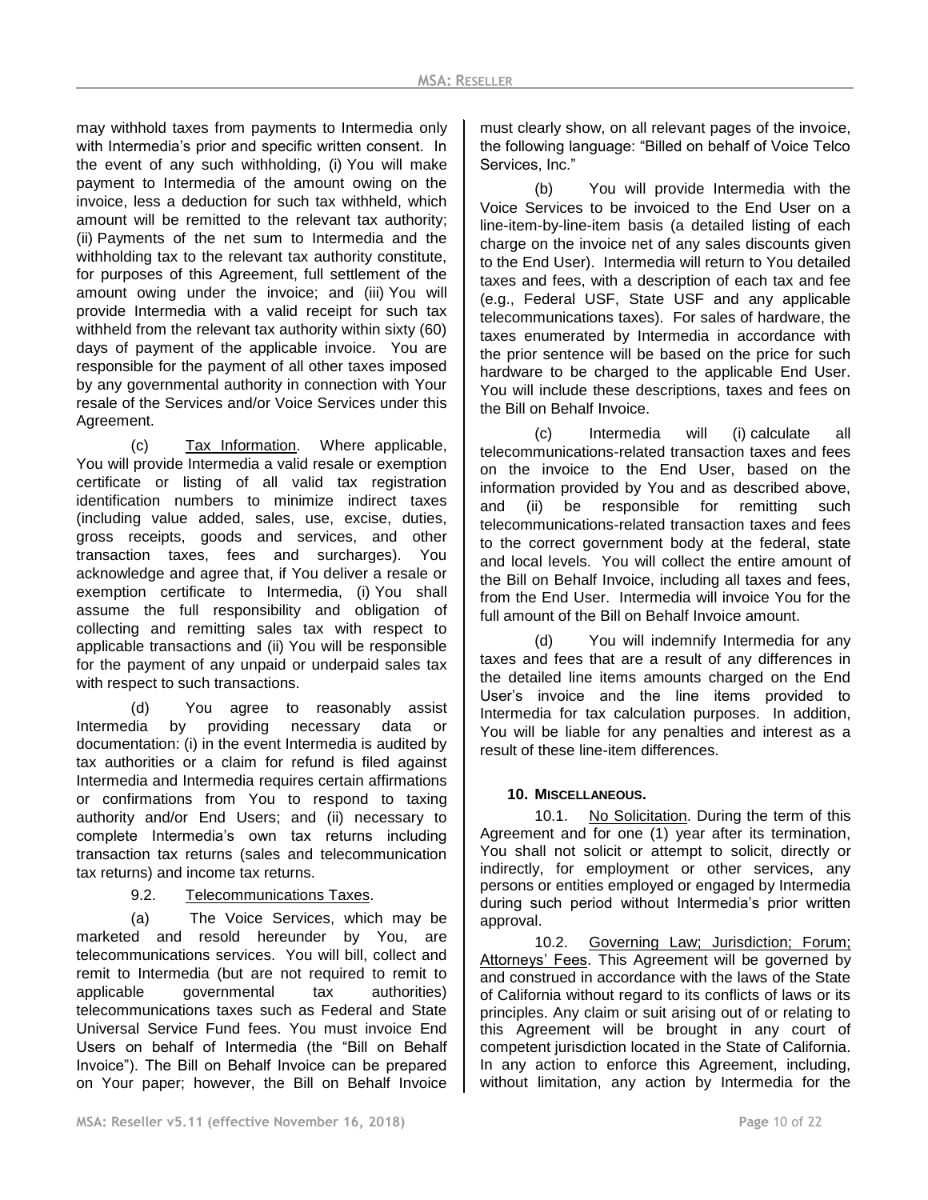may withhold taxes from payments to Intermedia only with Intermedia's prior and specific written consent. In the event of any such withholding, (i) You will make payment to Intermedia of the amount owing on the invoice, less a deduction for such tax withheld, which amount will be remitted to the relevant tax authority; (ii) Payments of the net sum to Intermedia and the withholding tax to the relevant tax authority constitute, for purposes of this Agreement, full settlement of the amount owing under the invoice; and (iii) You will provide Intermedia with a valid receipt for such tax withheld from the relevant tax authority within sixty (60) days of payment of the applicable invoice. You are responsible for the payment of all other taxes imposed by any governmental authority in connection with Your resale of the Services and/or Voice Services under this Agreement.

(c) Tax Information. Where applicable, You will provide Intermedia a valid resale or exemption certificate or listing of all valid tax registration identification numbers to minimize indirect taxes (including value added, sales, use, excise, duties, gross receipts, goods and services, and other transaction taxes, fees and surcharges). You acknowledge and agree that, if You deliver a resale or exemption certificate to Intermedia, (i) You shall assume the full responsibility and obligation of collecting and remitting sales tax with respect to applicable transactions and (ii) You will be responsible for the payment of any unpaid or underpaid sales tax with respect to such transactions.

(d) You agree to reasonably assist Intermedia by providing necessary data or documentation: (i) in the event Intermedia is audited by tax authorities or a claim for refund is filed against Intermedia and Intermedia requires certain affirmations or confirmations from You to respond to taxing authority and/or End Users; and (ii) necessary to complete Intermedia's own tax returns including transaction tax returns (sales and telecommunication tax returns) and income tax returns.

9.2. Telecommunications Taxes.

(a) The Voice Services, which may be marketed and resold hereunder by You, are telecommunications services. You will bill, collect and remit to Intermedia (but are not required to remit to applicable governmental tax authorities) telecommunications taxes such as Federal and State Universal Service Fund fees. You must invoice End Users on behalf of Intermedia (the "Bill on Behalf Invoice"). The Bill on Behalf Invoice can be prepared on Your paper; however, the Bill on Behalf Invoice must clearly show, on all relevant pages of the invoice, the following language: "Billed on behalf of Voice Telco Services, Inc."

(b) You will provide Intermedia with the Voice Services to be invoiced to the End User on a line-item-by-line-item basis (a detailed listing of each charge on the invoice net of any sales discounts given to the End User). Intermedia will return to You detailed taxes and fees, with a description of each tax and fee (e.g., Federal USF, State USF and any applicable telecommunications taxes). For sales of hardware, the taxes enumerated by Intermedia in accordance with the prior sentence will be based on the price for such hardware to be charged to the applicable End User. You will include these descriptions, taxes and fees on the Bill on Behalf Invoice.

(c) Intermedia will (i) calculate all telecommunications-related transaction taxes and fees on the invoice to the End User, based on the information provided by You and as described above, and (ii) be responsible for remitting such telecommunications-related transaction taxes and fees to the correct government body at the federal, state and local levels. You will collect the entire amount of the Bill on Behalf Invoice, including all taxes and fees, from the End User. Intermedia will invoice You for the full amount of the Bill on Behalf Invoice amount.

(d) You will indemnify Intermedia for any taxes and fees that are a result of any differences in the detailed line items amounts charged on the End User's invoice and the line items provided to Intermedia for tax calculation purposes. In addition, You will be liable for any penalties and interest as a result of these line-item differences.

## 10. MISCELLANEOUS.

10.1. No Solicitation. During the term of this Agreement and for one (1) year after its termination, You shall not solicit or attempt to solicit, directly or indirectly, for employment or other services, any persons or entities employed or engaged by Intermedia during such period without Intermedia's prior written approval.

10.2. Governing Law; Jurisdiction; Forum; Attorneys' Fees. This Agreement will be governed by and construed in accordance with the laws of the State of California without regard to its conflicts of laws or its principles. Any claim or suit arising out of or relating to this Agreement will be brought in any court of competent jurisdiction located in the State of California. In any action to enforce this Agreement, including, without limitation, any action by Intermedia for the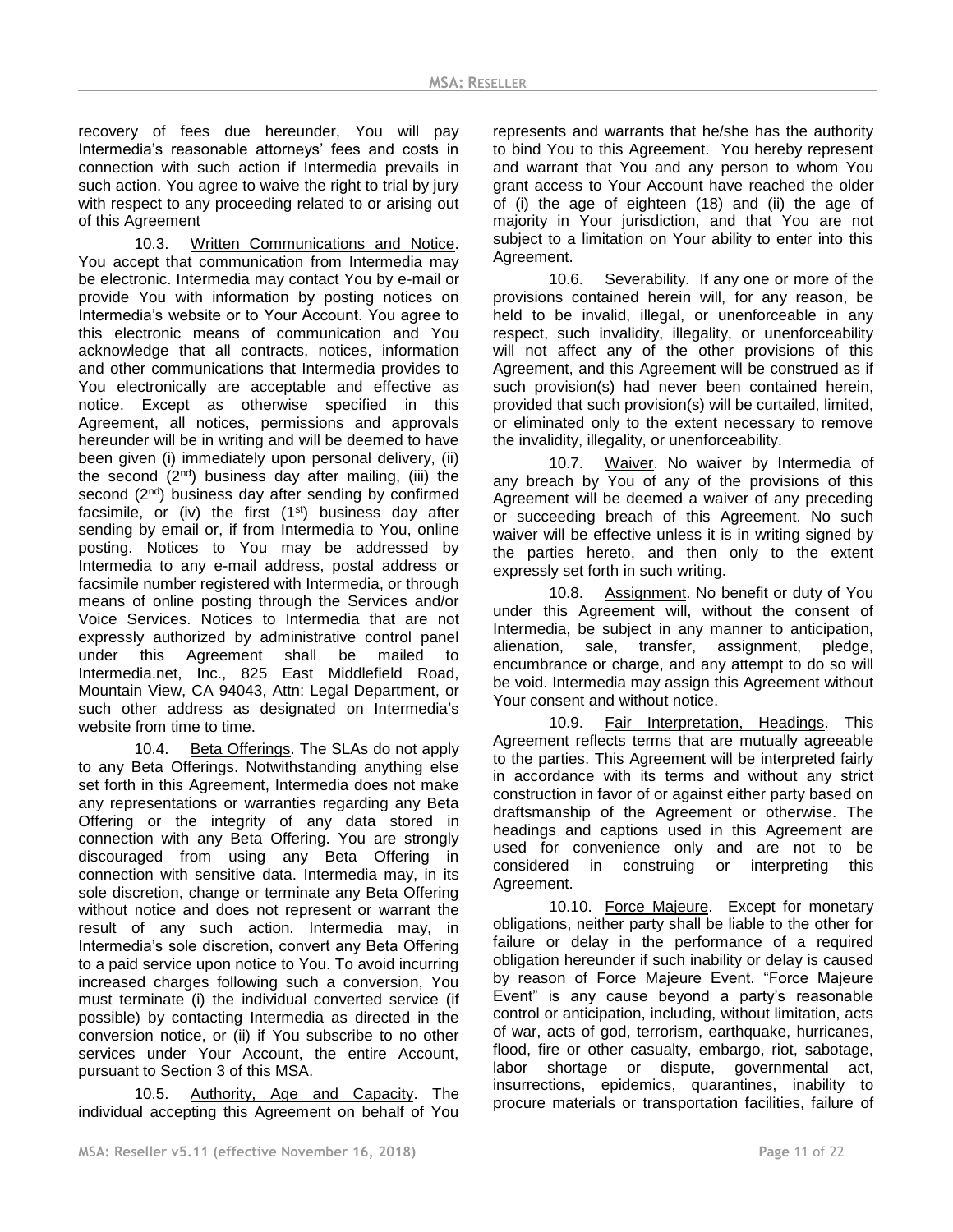recovery of fees due hereunder, You will pay Intermedia's reasonable attorneys' fees and costs in connection with such action if Intermedia prevails in such action. You agree to waive the right to trial by jury with respect to any proceeding related to or arising out of this Agreement

10.3. Written Communications and Notice. You accept that communication from Intermedia may be electronic. Intermedia may contact You by e-mail or provide You with information by posting notices on Intermedia's website or to Your Account. You agree to this electronic means of communication and You acknowledge that all contracts, notices, information and other communications that Intermedia provides to You electronically are acceptable and effective as notice. Except as otherwise specified in this Agreement, all notices, permissions and approvals hereunder will be in writing and will be deemed to have been given (i) immediately upon personal delivery, (ii) the second (2nd) business day after mailing, (iii) the second (2nd) business day after sending by confirmed facsimile, or (iv) the first (1st) business day after sending by email or, if from Intermedia to You, online posting. Notices to You may be addressed by Intermedia to any e-mail address, postal address or facsimile number registered with Intermedia, or through means of online posting through the Services and/or Voice Services. Notices to Intermedia that are not expressly authorized by administrative control panel under this Agreement shall be mailed to Intermedia.net, Inc., 825 East Middlefield Road, Mountain View, CA 94043, Attn: Legal Department, or such other address as designated on Intermedia's website from time to time.

10.4. Beta Offerings. The SLAs do not apply to any Beta Offerings. Notwithstanding anything else set forth in this Agreement, Intermedia does not make any representations or warranties regarding any Beta Offering or the integrity of any data stored in connection with any Beta Offering. You are strongly discouraged from using any Beta Offering in connection with sensitive data. Intermedia may, in its sole discretion, change or terminate any Beta Offering without notice and does not represent or warrant the result of any such action. Intermedia may, in Intermedia's sole discretion, convert any Beta Offering to a paid service upon notice to You. To avoid incurring increased charges following such a conversion, You must terminate (i) the individual converted service (if possible) by contacting Intermedia as directed in the conversion notice, or (ii) if You subscribe to no other services under Your Account, the entire Account, pursuant to Section 3 of this MSA.

10.5. Authority, Age and Capacity. The individual accepting this Agreement on behalf of You represents and warrants that he/she has the authority to bind You to this Agreement. You hereby represent and warrant that You and any person to whom You grant access to Your Account have reached the older of (i) the age of eighteen (18) and (ii) the age of majority in Your jurisdiction, and that You are not subject to a limitation on Your ability to enter into this Agreement.

10.6. Severability. If any one or more of the provisions contained herein will, for any reason, be held to be invalid, illegal, or unenforceable in any respect, such invalidity, illegality, or unenforceability will not affect any of the other provisions of this Agreement, and this Agreement will be construed as if such provision(s) had never been contained herein, provided that such provision(s) will be curtailed, limited, or eliminated only to the extent necessary to remove the invalidity, illegality, or unenforceability.

10.7. Waiver. No waiver by Intermedia of any breach by You of any of the provisions of this Agreement will be deemed a waiver of any preceding or succeeding breach of this Agreement. No such waiver will be effective unless it is in writing signed by the parties hereto, and then only to the extent expressly set forth in such writing.

10.8. Assignment. No benefit or duty of You under this Agreement will, without the consent of Intermedia, be subject in any manner to anticipation, alienation, sale, transfer, assignment, pledge, encumbrance or charge, and any attempt to do so will be void. Intermedia may assign this Agreement without Your consent and without notice.

10.9. Fair Interpretation, Headings. This Agreement reflects terms that are mutually agreeable to the parties. This Agreement will be interpreted fairly in accordance with its terms and without any strict construction in favor of or against either party based on draftsmanship of the Agreement or otherwise. The headings and captions used in this Agreement are used for convenience only and are not to be considered in construing or interpreting this Agreement.

10.10. Force Majeure. Except for monetary obligations, neither party shall be liable to the other for failure or delay in the performance of a required obligation hereunder if such inability or delay is caused by reason of Force Majeure Event. "Force Majeure Event" is any cause beyond a party's reasonable control or anticipation, including, without limitation, acts of war, acts of god, terrorism, earthquake, hurricanes, flood, fire or other casualty, embargo, riot, sabotage, labor shortage or dispute, governmental act, insurrections, epidemics, quarantines, inability to procure materials or transportation facilities, failure of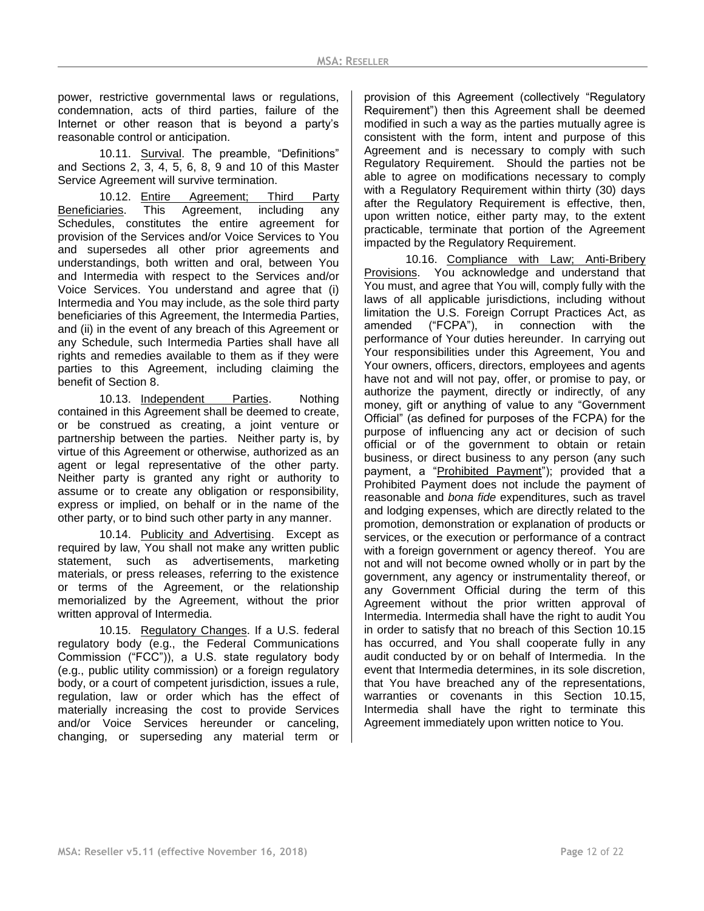power, restrictive governmental laws or regulations, condemnation, acts of third parties, failure of the Internet or other reason that is beyond a party's reasonable control or anticipation.

10.11. Survival. The preamble, "Definitions" and Sections 2, 3, 4, 5, 6, 8, 9 and 10 of this Master Service Agreement will survive termination.

10.12. Entire Agreement; Third Party Beneficiaries. This Agreement, including any Schedules, constitutes the entire agreement for provision of the Services and/or Voice Services to You and supersedes all other prior agreements and understandings, both written and oral, between You and Intermedia with respect to the Services and/or Voice Services. You understand and agree that (i) Intermedia and You may include, as the sole third party beneficiaries of this Agreement, the Intermedia Parties, and (ii) in the event of any breach of this Agreement or any Schedule, such Intermedia Parties shall have all rights and remedies available to them as if they were parties to this Agreement, including claiming the benefit of Section 8.

10.13. Independent Parties. Nothing contained in this Agreement shall be deemed to create, or be construed as creating, a joint venture or partnership between the parties. Neither party is, by virtue of this Agreement or otherwise, authorized as an agent or legal representative of the other party. Neither party is granted any right or authority to assume or to create any obligation or responsibility, express or implied, on behalf or in the name of the other party, or to bind such other party in any manner.

10.14. Publicity and Advertising. Except as required by law, You shall not make any written public statement, such as advertisements, marketing materials, or press releases, referring to the existence or terms of the Agreement, or the relationship memorialized by the Agreement, without the prior written approval of Intermedia.

10.15. Regulatory Changes. If a U.S. federal regulatory body (e.g., the Federal Communications Commission ("FCC")), a U.S. state regulatory body (e.g., public utility commission) or a foreign regulatory body, or a court of competent jurisdiction, issues a rule, regulation, law or order which has the effect of materially increasing the cost to provide Services and/or Voice Services hereunder or canceling, changing, or superseding any material term or provision of this Agreement (collectively "Regulatory Requirement") then this Agreement shall be deemed modified in such a way as the parties mutually agree is consistent with the form, intent and purpose of this Agreement and is necessary to comply with such Regulatory Requirement. Should the parties not be able to agree on modifications necessary to comply with a Regulatory Requirement within thirty (30) days after the Regulatory Requirement is effective, then, upon written notice, either party may, to the extent practicable, terminate that portion of the Agreement impacted by the Regulatory Requirement.

10.16. Compliance with Law; Anti-Bribery Provisions. You acknowledge and understand that You must, and agree that You will, comply fully with the laws of all applicable jurisdictions, including without limitation the U.S. Foreign Corrupt Practices Act, as amended ("FCPA"), in connection with the performance of Your duties hereunder. In carrying out Your responsibilities under this Agreement, You and Your owners, officers, directors, employees and agents have not and will not pay, offer, or promise to pay, or authorize the payment, directly or indirectly, of any money, gift or anything of value to any "Government Official" (as defined for purposes of the FCPA) for the purpose of influencing any act or decision of such official or of the government to obtain or retain business, or direct business to any person (any such payment, a "Prohibited Payment"); provided that a Prohibited Payment does not include the payment of reasonable and *bona fide* expenditures, such as travel and lodging expenses, which are directly related to the promotion, demonstration or explanation of products or services, or the execution or performance of a contract with a foreign government or agency thereof. You are not and will not become owned wholly or in part by the government, any agency or instrumentality thereof, or any Government Official during the term of this Agreement without the prior written approval of Intermedia. Intermedia shall have the right to audit You in order to satisfy that no breach of this Section 10.15 has occurred, and You shall cooperate fully in any audit conducted by or on behalf of Intermedia. In the event that Intermedia determines, in its sole discretion, that You have breached any of the representations, warranties or covenants in this Section 10.15, Intermedia shall have the right to terminate this Agreement immediately upon written notice to You.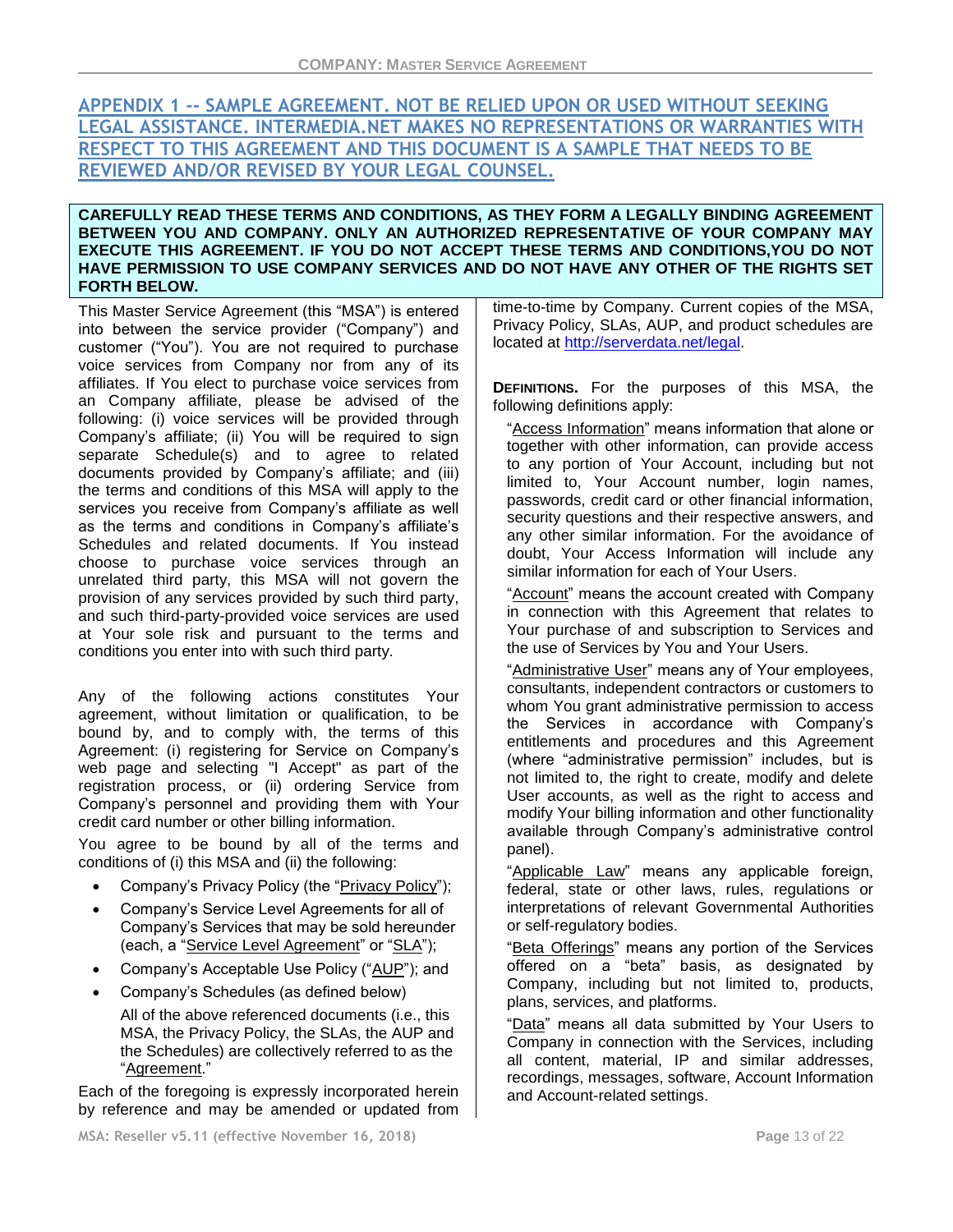## APPENDIX 1 -- SAMPLE AGREEMENT. NOT BE RELIED UPON OR USED WITHOUT SEEKING LEGAL ASSISTANCE. INTERMEDIA.NET MAKES NO REPRESENTATIONS OR WARRANTIES WITH RESPECT TO THIS AGREEMENT AND THIS DOCUMENT IS A SAMPLE THAT NEEDS TO BE REVIEWED AND/OR REVISED BY YOUR LEGAL COUNSEL.

**CAREFULLY READ THESE TERMS AND CONDITIONS, AS THEY FORM A LEGALLY BINDING AGREEMENT BETWEEN YOU AND COMPANY. ONLY AN AUTHORIZED REPRESENTATIVE OF YOUR COMPANY MAY EXECUTE THIS AGREEMENT. IF YOU DO NOT ACCEPT THESE TERMS AND CONDITIONS,YOU DO NOT HAVE PERMISSION TO USE COMPANY SERVICES AND DO NOT HAVE ANY OTHER OF THE RIGHTS SET FORTH BELOW.**

This Master Service Agreement (this "MSA") is entered into between the service provider ("Company") and customer ("You"). You are not required to purchase voice services from Company nor from any of its affiliates. If You elect to purchase voice services from an Company affiliate, please be advised of the following: (i) voice services will be provided through Company's affiliate; (ii) You will be required to sign separate Schedule(s) and to agree to related documents provided by Company's affiliate; and (iii) the terms and conditions of this MSA will apply to the services you receive from Company's affiliate as well as the terms and conditions in Company's affiliate's Schedules and related documents. If You instead choose to purchase voice services through an unrelated third party, this MSA will not govern the provision of any services provided by such third party, and such third-party-provided voice services are used at Your sole risk and pursuant to the terms and conditions you enter into with such third party.

Any of the following actions constitutes Your agreement, without limitation or qualification, to be bound by, and to comply with, the terms of this Agreement: (i) registering for Service on Company's web page and selecting "I Accept" as part of the registration process, or (ii) ordering Service from Company's personnel and providing them with Your credit card number or other billing information.

You agree to be bound by all of the terms and conditions of (i) this MSA and (ii) the following:

- Company's Privacy Policy (the "Privacy Policy");
- Company's Service Level Agreements for all of Company's Services that may be sold hereunder (each, a "Service Level Agreement" or "SLA");
- Company's Acceptable Use Policy ("AUP"); and
- Company's Schedules (as defined below)

  All of the above referenced documents (i.e., this MSA, the Privacy Policy, the SLAs, the AUP and the Schedules) are collectively referred to as the "Agreement."

Each of the foregoing is expressly incorporated herein by reference and may be amended or updated from time-to-time by Company. Current copies of the MSA, Privacy Policy, SLAs, AUP, and product schedules are located at http://serverdata.net/legal.

**DEFINITIONS.** For the purposes of this MSA, the following definitions apply:

"Access Information" means information that alone or together with other information, can provide access to any portion of Your Account, including but not limited to, Your Account number, login names, passwords, credit card or other financial information, security questions and their respective answers, and any other similar information. For the avoidance of doubt, Your Access Information will include any similar information for each of Your Users.

"Account" means the account created with Company in connection with this Agreement that relates to Your purchase of and subscription to Services and the use of Services by You and Your Users.

"Administrative User" means any of Your employees, consultants, independent contractors or customers to whom You grant administrative permission to access the Services in accordance with Company's entitlements and procedures and this Agreement (where "administrative permission" includes, but is not limited to, the right to create, modify and delete User accounts, as well as the right to access and modify Your billing information and other functionality available through Company's administrative control panel).

"Applicable Law" means any applicable foreign, federal, state or other laws, rules, regulations or interpretations of relevant Governmental Authorities or self-regulatory bodies.

"Beta Offerings" means any portion of the Services offered on a "beta" basis, as designated by Company, including but not limited to, products, plans, services, and platforms.

"Data" means all data submitted by Your Users to Company in connection with the Services, including all content, material, IP and similar addresses, recordings, messages, software, Account Information and Account-related settings.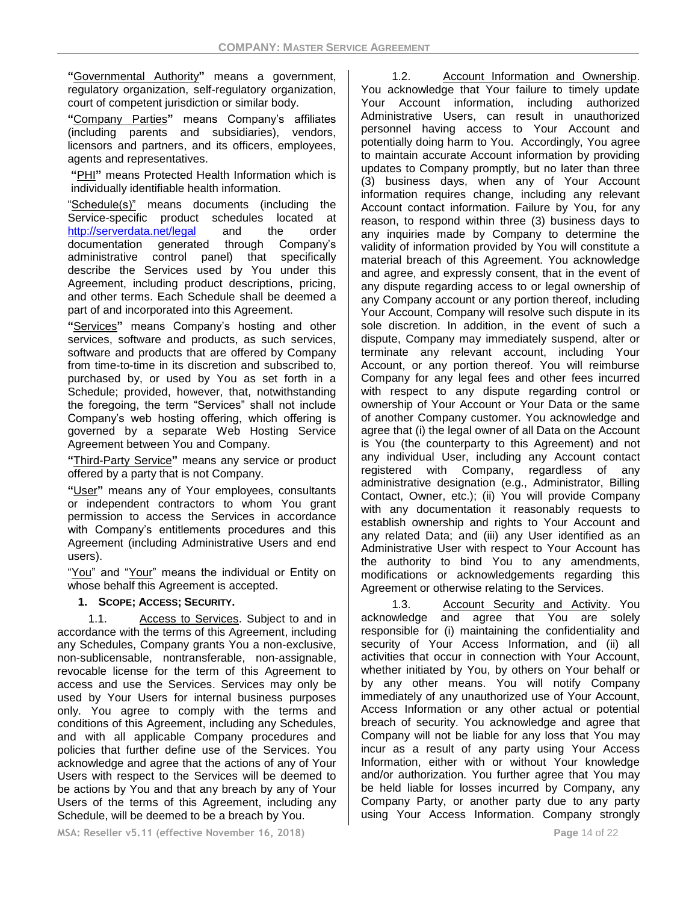**"**Governmental Authority**"** means a government, regulatory organization, self-regulatory organization, court of competent jurisdiction or similar body.

**"**Company Parties**"** means Company's affiliates (including parents and subsidiaries), vendors, licensors and partners, and its officers, employees, agents and representatives.

**"**PHI**"** means Protected Health Information which is individually identifiable health information.

"Schedule(s)" means documents (including the Service-specific product schedules located at http://serverdata.net/legal and the order documentation generated through Company's administrative control panel) that specifically describe the Services used by You under this Agreement, including product descriptions, pricing, and other terms. Each Schedule shall be deemed a part of and incorporated into this Agreement.

**"**Services**"** means Company's hosting and other services, software and products, as such services, software and products that are offered by Company from time-to-time in its discretion and subscribed to, purchased by, or used by You as set forth in a Schedule; provided, however, that, notwithstanding the foregoing, the term "Services" shall not include Company's web hosting offering, which offering is governed by a separate Web Hosting Service Agreement between You and Company.

**"**Third-Party Service**"** means any service or product offered by a party that is not Company.

**"**User**"** means any of Your employees, consultants or independent contractors to whom You grant permission to access the Services in accordance with Company's entitlements procedures and this Agreement (including Administrative Users and end users).

"You" and "Your" means the individual or Entity on whose behalf this Agreement is accepted.

**1. SCOPE; ACCESS; SECURITY.**

1.1. Access to Services. Subject to and in accordance with the terms of this Agreement, including any Schedules, Company grants You a non-exclusive, non-sublicensable, nontransferable, non-assignable, revocable license for the term of this Agreement to access and use the Services. Services may only be used by Your Users for internal business purposes only. You agree to comply with the terms and conditions of this Agreement, including any Schedules, and with all applicable Company procedures and policies that further define use of the Services. You acknowledge and agree that the actions of any of Your Users with respect to the Services will be deemed to be actions by You and that any breach by any of Your Users of the terms of this Agreement, including any Schedule, will be deemed to be a breach by You.

1.2. Account Information and Ownership. You acknowledge that Your failure to timely update Your Account information, including authorized Administrative Users, can result in unauthorized personnel having access to Your Account and potentially doing harm to You. Accordingly, You agree to maintain accurate Account information by providing updates to Company promptly, but no later than three (3) business days, when any of Your Account information requires change, including any relevant Account contact information. Failure by You, for any reason, to respond within three (3) business days to any inquiries made by Company to determine the validity of information provided by You will constitute a material breach of this Agreement. You acknowledge and agree, and expressly consent, that in the event of any dispute regarding access to or legal ownership of any Company account or any portion thereof, including Your Account, Company will resolve such dispute in its sole discretion. In addition, in the event of such a dispute, Company may immediately suspend, alter or terminate any relevant account, including Your Account, or any portion thereof. You will reimburse Company for any legal fees and other fees incurred with respect to any dispute regarding control or ownership of Your Account or Your Data or the same of another Company customer. You acknowledge and agree that (i) the legal owner of all Data on the Account is You (the counterparty to this Agreement) and not any individual User, including any Account contact registered with Company, regardless of any administrative designation (e.g., Administrator, Billing Contact, Owner, etc.); (ii) You will provide Company with any documentation it reasonably requests to establish ownership and rights to Your Account and any related Data; and (iii) any User identified as an Administrative User with respect to Your Account has the authority to bind You to any amendments, modifications or acknowledgements regarding this Agreement or otherwise relating to the Services.

1.3. Account Security and Activity. You acknowledge and agree that You are solely responsible for (i) maintaining the confidentiality and security of Your Access Information, and (ii) all activities that occur in connection with Your Account, whether initiated by You, by others on Your behalf or by any other means. You will notify Company immediately of any unauthorized use of Your Account, Access Information or any other actual or potential breach of security. You acknowledge and agree that Company will not be liable for any loss that You may incur as a result of any party using Your Access Information, either with or without Your knowledge and/or authorization. You further agree that You may be held liable for losses incurred by Company, any Company Party, or another party due to any party using Your Access Information. Company strongly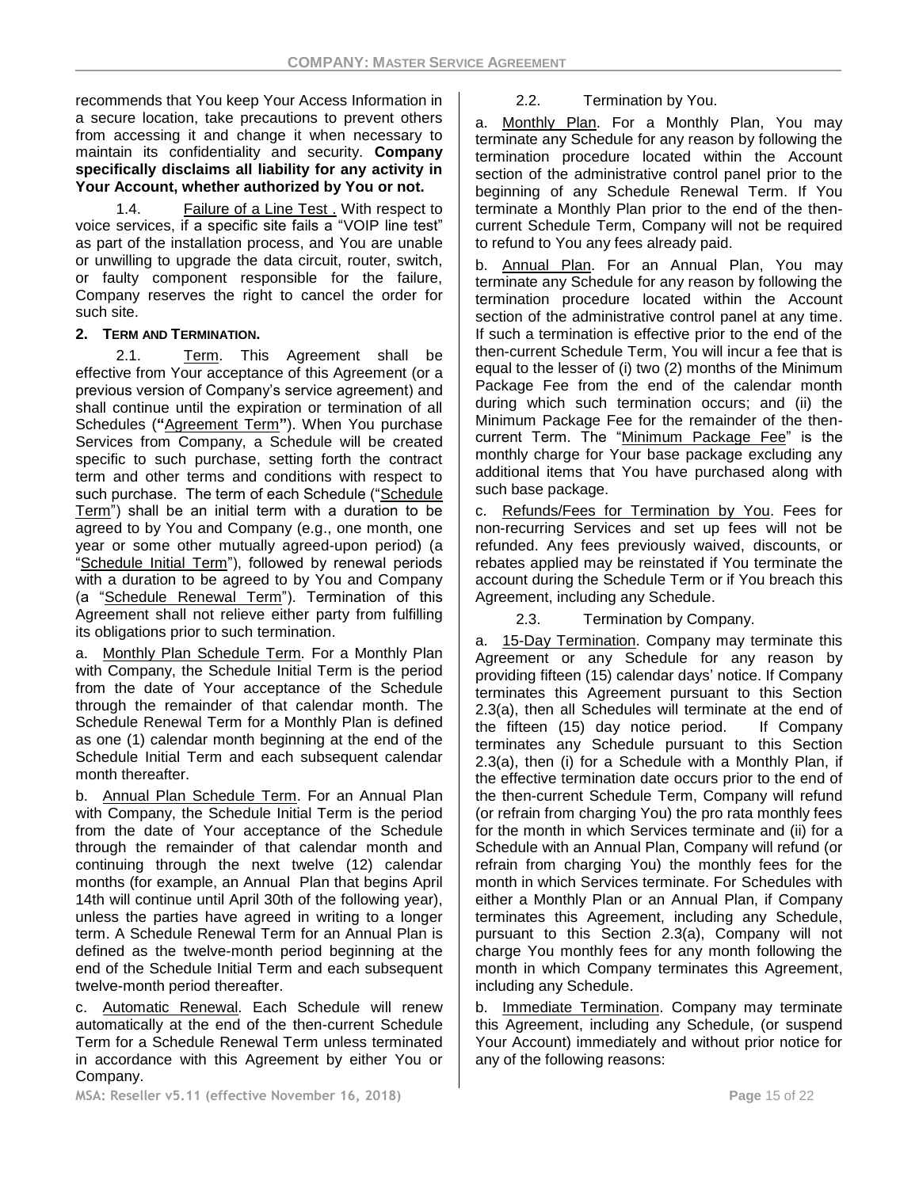recommends that You keep Your Access Information in a secure location, take precautions to prevent others from accessing it and change it when necessary to maintain its confidentiality and security. **Company specifically disclaims all liability for any activity in Your Account, whether authorized by You or not.**

1.4. Failure of a Line Test. With respect to voice services, if a specific site fails a "VOIP line test" as part of the installation process, and You are unable or unwilling to upgrade the data circuit, router, switch, or faulty component responsible for the failure, Company reserves the right to cancel the order for such site.

## 2. Term and Termination.

2.1. Term. This Agreement shall be effective from Your acceptance of this Agreement (or a previous version of Company's service agreement) and shall continue until the expiration or termination of all Schedules (**"**Agreement Term**"**). When You purchase Services from Company, a Schedule will be created specific to such purchase, setting forth the contract term and other terms and conditions with respect to such purchase. The term of each Schedule ("Schedule Term") shall be an initial term with a duration to be agreed to by You and Company (e.g., one month, one year or some other mutually agreed-upon period) (a "Schedule Initial Term"), followed by renewal periods with a duration to be agreed to by You and Company (a "Schedule Renewal Term"). Termination of this Agreement shall not relieve either party from fulfilling its obligations prior to such termination.

a. Monthly Plan Schedule Term. For a Monthly Plan with Company, the Schedule Initial Term is the period from the date of Your acceptance of the Schedule through the remainder of that calendar month. The Schedule Renewal Term for a Monthly Plan is defined as one (1) calendar month beginning at the end of the Schedule Initial Term and each subsequent calendar month thereafter.

b. Annual Plan Schedule Term. For an Annual Plan with Company, the Schedule Initial Term is the period from the date of Your acceptance of the Schedule through the remainder of that calendar month and continuing through the next twelve (12) calendar months (for example, an Annual Plan that begins April 14th will continue until April 30th of the following year), unless the parties have agreed in writing to a longer term. A Schedule Renewal Term for an Annual Plan is defined as the twelve-month period beginning at the end of the Schedule Initial Term and each subsequent twelve-month period thereafter.

c. Automatic Renewal. Each Schedule will renew automatically at the end of the then-current Schedule Term for a Schedule Renewal Term unless terminated in accordance with this Agreement by either You or Company.

2.2. Termination by You.

a. Monthly Plan. For a Monthly Plan, You may terminate any Schedule for any reason by following the termination procedure located within the Account section of the administrative control panel prior to the beginning of any Schedule Renewal Term. If You terminate a Monthly Plan prior to the end of the then-current Schedule Term, Company will not be required to refund to You any fees already paid.

b. Annual Plan. For an Annual Plan, You may terminate any Schedule for any reason by following the termination procedure located within the Account section of the administrative control panel at any time. If such a termination is effective prior to the end of the then-current Schedule Term, You will incur a fee that is equal to the lesser of (i) two (2) months of the Minimum Package Fee from the end of the calendar month during which such termination occurs; and (ii) the Minimum Package Fee for the remainder of the then-current Term. The "Minimum Package Fee" is the monthly charge for Your base package excluding any additional items that You have purchased along with such base package.

c. Refunds/Fees for Termination by You. Fees for non-recurring Services and set up fees will not be refunded. Any fees previously waived, discounts, or rebates applied may be reinstated if You terminate the account during the Schedule Term or if You breach this Agreement, including any Schedule.

2.3. Termination by Company.

a. 15-Day Termination. Company may terminate this Agreement or any Schedule for any reason by providing fifteen (15) calendar days' notice. If Company terminates this Agreement pursuant to this Section 2.3(a), then all Schedules will terminate at the end of the fifteen (15) day notice period. If Company terminates any Schedule pursuant to this Section 2.3(a), then (i) for a Schedule with a Monthly Plan, if the effective termination date occurs prior to the end of the then-current Schedule Term, Company will refund (or refrain from charging You) the pro rata monthly fees for the month in which Services terminate and (ii) for a Schedule with an Annual Plan, Company will refund (or refrain from charging You) the monthly fees for the month in which Services terminate. For Schedules with either a Monthly Plan or an Annual Plan, if Company terminates this Agreement, including any Schedule, pursuant to this Section 2.3(a), Company will not charge You monthly fees for any month following the month in which Company terminates this Agreement, including any Schedule.

b. Immediate Termination. Company may terminate this Agreement, including any Schedule, (or suspend Your Account) immediately and without prior notice for any of the following reasons: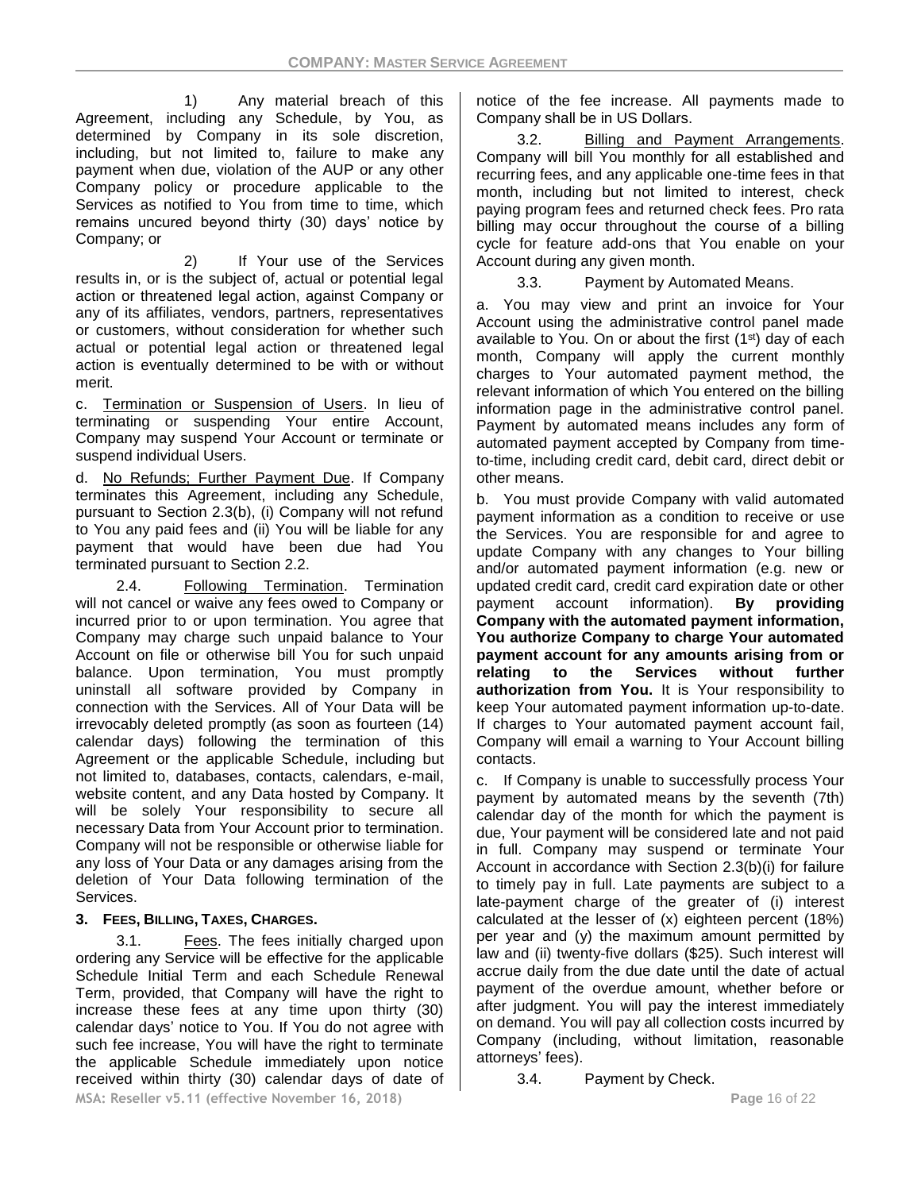1) Any material breach of this Agreement, including any Schedule, by You, as determined by Company in its sole discretion, including, but not limited to, failure to make any payment when due, violation of the AUP or any other Company policy or procedure applicable to the Services as notified to You from time to time, which remains uncured beyond thirty (30) days' notice by Company; or

2) If Your use of the Services results in, or is the subject of, actual or potential legal action or threatened legal action, against Company or any of its affiliates, vendors, partners, representatives or customers, without consideration for whether such actual or potential legal action or threatened legal action is eventually determined to be with or without merit.

c. Termination or Suspension of Users. In lieu of terminating or suspending Your entire Account, Company may suspend Your Account or terminate or suspend individual Users.

d. No Refunds; Further Payment Due. If Company terminates this Agreement, including any Schedule, pursuant to Section 2.3(b), (i) Company will not refund to You any paid fees and (ii) You will be liable for any payment that would have been due had You terminated pursuant to Section 2.2.

2.4. Following Termination. Termination will not cancel or waive any fees owed to Company or incurred prior to or upon termination. You agree that Company may charge such unpaid balance to Your Account on file or otherwise bill You for such unpaid balance. Upon termination, You must promptly uninstall all software provided by Company in connection with the Services. All of Your Data will be irrevocably deleted promptly (as soon as fourteen (14) calendar days) following the termination of this Agreement or the applicable Schedule, including but not limited to, databases, contacts, calendars, e-mail, website content, and any Data hosted by Company. It will be solely Your responsibility to secure all necessary Data from Your Account prior to termination. Company will not be responsible or otherwise liable for any loss of Your Data or any damages arising from the deletion of Your Data following termination of the Services.

### 3. FEES, BILLING, TAXES, CHARGES.

3.1. Fees. The fees initially charged upon ordering any Service will be effective for the applicable Schedule Initial Term and each Schedule Renewal Term, provided, that Company will have the right to increase these fees at any time upon thirty (30) calendar days' notice to You. If You do not agree with such fee increase, You will have the right to terminate the applicable Schedule immediately upon notice received within thirty (30) calendar days of date of notice of the fee increase. All payments made to Company shall be in US Dollars.

3.2. Billing and Payment Arrangements. Company will bill You monthly for all established and recurring fees, and any applicable one-time fees in that month, including but not limited to interest, check paying program fees and returned check fees. Pro rata billing may occur throughout the course of a billing cycle for feature add-ons that You enable on your Account during any given month.

3.3. Payment by Automated Means.

a. You may view and print an invoice for Your Account using the administrative control panel made available to You. On or about the first (1st) day of each month, Company will apply the current monthly charges to Your automated payment method, the relevant information of which You entered on the billing information page in the administrative control panel. Payment by automated means includes any form of automated payment accepted by Company from time-to-time, including credit card, debit card, direct debit or other means.

b. You must provide Company with valid automated payment information as a condition to receive or use the Services. You are responsible for and agree to update Company with any changes to Your billing and/or automated payment information (e.g. new or updated credit card, credit card expiration date or other payment account information). **By providing Company with the automated payment information, You authorize Company to charge Your automated payment account for any amounts arising from or relating to the Services without further authorization from You.** It is Your responsibility to keep Your automated payment information up-to-date. If charges to Your automated payment account fail, Company will email a warning to Your Account billing contacts.

c. If Company is unable to successfully process Your payment by automated means by the seventh (7th) calendar day of the month for which the payment is due, Your payment will be considered late and not paid in full. Company may suspend or terminate Your Account in accordance with Section 2.3(b)(i) for failure to timely pay in full. Late payments are subject to a late-payment charge of the greater of (i) interest calculated at the lesser of (x) eighteen percent (18%) per year and (y) the maximum amount permitted by law and (ii) twenty-five dollars ($25). Such interest will accrue daily from the due date until the date of actual payment of the overdue amount, whether before or after judgment. You will pay the interest immediately on demand. You will pay all collection costs incurred by Company (including, without limitation, reasonable attorneys' fees).

3.4. Payment by Check.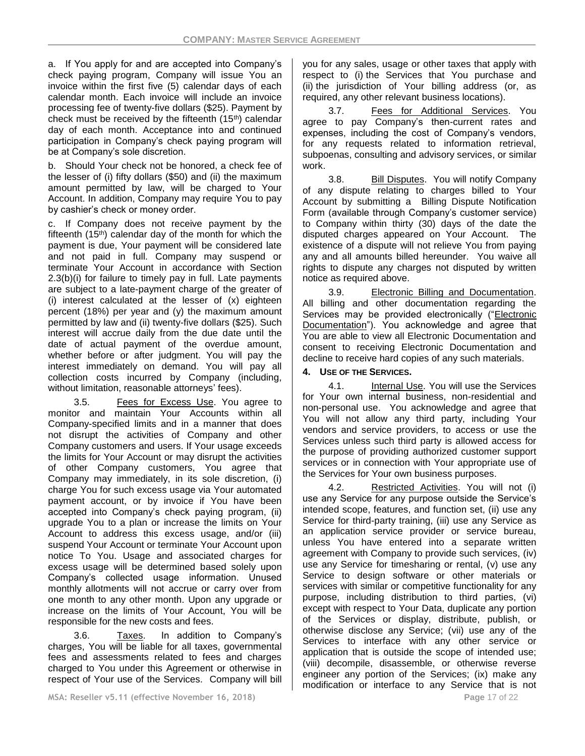a. If You apply for and are accepted into Company's check paying program, Company will issue You an invoice within the first five (5) calendar days of each calendar month. Each invoice will include an invoice processing fee of twenty-five dollars ($25). Payment by check must be received by the fifteenth (15th) calendar day of each month. Acceptance into and continued participation in Company's check paying program will be at Company's sole discretion.

b. Should Your check not be honored, a check fee of the lesser of (i) fifty dollars ($50) and (ii) the maximum amount permitted by law, will be charged to Your Account. In addition, Company may require You to pay by cashier's check or money order.

c. If Company does not receive payment by the fifteenth (15th) calendar day of the month for which the payment is due, Your payment will be considered late and not paid in full. Company may suspend or terminate Your Account in accordance with Section 2.3(b)(i) for failure to timely pay in full. Late payments are subject to a late-payment charge of the greater of (i) interest calculated at the lesser of (x) eighteen percent (18%) per year and (y) the maximum amount permitted by law and (ii) twenty-five dollars ($25). Such interest will accrue daily from the due date until the date of actual payment of the overdue amount, whether before or after judgment. You will pay the interest immediately on demand. You will pay all collection costs incurred by Company (including, without limitation, reasonable attorneys' fees).

3.5. Fees for Excess Use. You agree to monitor and maintain Your Accounts within all Company-specified limits and in a manner that does not disrupt the activities of Company and other Company customers and users. If Your usage exceeds the limits for Your Account or may disrupt the activities of other Company customers, You agree that Company may immediately, in its sole discretion, (i) charge You for such excess usage via Your automated payment account, or by invoice if You have been accepted into Company's check paying program, (ii) upgrade You to a plan or increase the limits on Your Account to address this excess usage, and/or (iii) suspend Your Account or terminate Your Account upon notice To You. Usage and associated charges for excess usage will be determined based solely upon Company's collected usage information. Unused monthly allotments will not accrue or carry over from one month to any other month. Upon any upgrade or increase on the limits of Your Account, You will be responsible for the new costs and fees.

3.6. Taxes. In addition to Company's charges, You will be liable for all taxes, governmental fees and assessments related to fees and charges charged to You under this Agreement or otherwise in respect of Your use of the Services. Company will bill you for any sales, usage or other taxes that apply with respect to (i) the Services that You purchase and (ii) the jurisdiction of Your billing address (or, as required, any other relevant business locations).

3.7. Fees for Additional Services. You agree to pay Company's then-current rates and expenses, including the cost of Company's vendors, for any requests related to information retrieval, subpoenas, consulting and advisory services, or similar work.

3.8. Bill Disputes. You will notify Company of any dispute relating to charges billed to Your Account by submitting a Billing Dispute Notification Form (available through Company's customer service) to Company within thirty (30) days of the date the disputed charges appeared on Your Account. The existence of a dispute will not relieve You from paying any and all amounts billed hereunder. You waive all rights to dispute any charges not disputed by written notice as required above.

3.9. Electronic Billing and Documentation. All billing and other documentation regarding the Services may be provided electronically ("Electronic Documentation"). You acknowledge and agree that You are able to view all Electronic Documentation and consent to receiving Electronic Documentation and decline to receive hard copies of any such materials.

**4. USE OF THE SERVICES.**

4.1. Internal Use. You will use the Services for Your own internal business, non-residential and non-personal use. You acknowledge and agree that You will not allow any third party, including Your vendors and service providers, to access or use the Services unless such third party is allowed access for the purpose of providing authorized customer support services or in connection with Your appropriate use of the Services for Your own business purposes.

4.2. Restricted Activities. You will not (i) use any Service for any purpose outside the Service's intended scope, features, and function set, (ii) use any Service for third-party training, (iii) use any Service as an application service provider or service bureau, unless You have entered into a separate written agreement with Company to provide such services, (iv) use any Service for timesharing or rental, (v) use any Service to design software or other materials or services with similar or competitive functionality for any purpose, including distribution to third parties, (vi) except with respect to Your Data, duplicate any portion of the Services or display, distribute, publish, or otherwise disclose any Service; (vii) use any of the Services to interface with any other service or application that is outside the scope of intended use; (viii) decompile, disassemble, or otherwise reverse engineer any portion of the Services; (ix) make any modification or interface to any Service that is not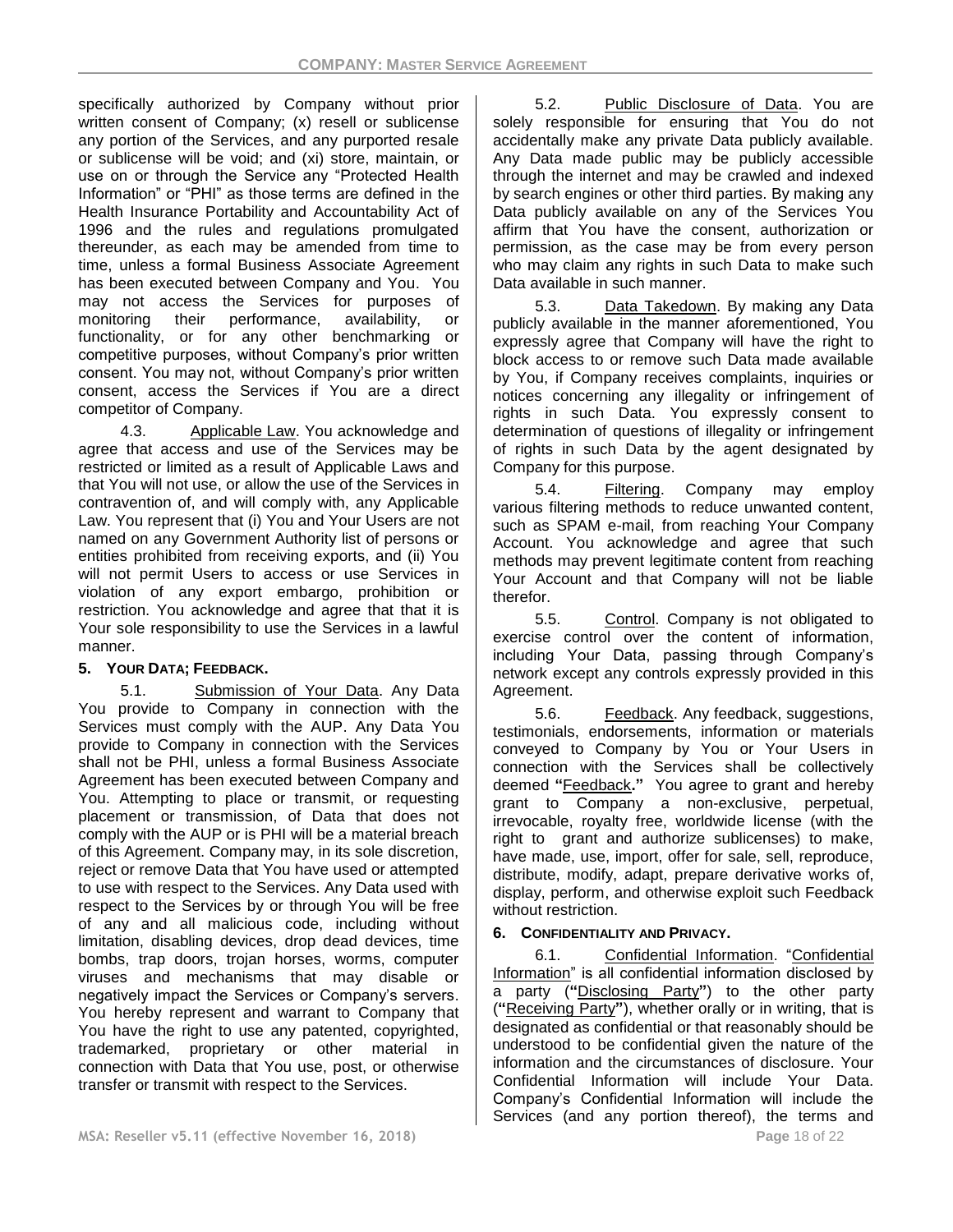specifically authorized by Company without prior written consent of Company; (x) resell or sublicense any portion of the Services, and any purported resale or sublicense will be void; and (xi) store, maintain, or use on or through the Service any "Protected Health Information" or "PHI" as those terms are defined in the Health Insurance Portability and Accountability Act of 1996 and the rules and regulations promulgated thereunder, as each may be amended from time to time, unless a formal Business Associate Agreement has been executed between Company and You. You may not access the Services for purposes of monitoring their performance, availability, or functionality, or for any other benchmarking or competitive purposes, without Company's prior written consent. You may not, without Company's prior written consent, access the Services if You are a direct competitor of Company.

4.3. Applicable Law. You acknowledge and agree that access and use of the Services may be restricted or limited as a result of Applicable Laws and that You will not use, or allow the use of the Services in contravention of, and will comply with, any Applicable Law. You represent that (i) You and Your Users are not named on any Government Authority list of persons or entities prohibited from receiving exports, and (ii) You will not permit Users to access or use Services in violation of any export embargo, prohibition or restriction. You acknowledge and agree that that it is Your sole responsibility to use the Services in a lawful manner.

**5. YOUR DATA; FEEDBACK.**

5.1. Submission of Your Data. Any Data You provide to Company in connection with the Services must comply with the AUP. Any Data You provide to Company in connection with the Services shall not be PHI, unless a formal Business Associate Agreement has been executed between Company and You. Attempting to place or transmit, or requesting placement or transmission, of Data that does not comply with the AUP or is PHI will be a material breach of this Agreement. Company may, in its sole discretion, reject or remove Data that You have used or attempted to use with respect to the Services. Any Data used with respect to the Services by or through You will be free of any and all malicious code, including without limitation, disabling devices, drop dead devices, time bombs, trap doors, trojan horses, worms, computer viruses and mechanisms that may disable or negatively impact the Services or Company's servers. You hereby represent and warrant to Company that You have the right to use any patented, copyrighted, trademarked, proprietary or other material in connection with Data that You use, post, or otherwise transfer or transmit with respect to the Services.

5.2. Public Disclosure of Data. You are solely responsible for ensuring that You do not accidentally make any private Data publicly available. Any Data made public may be publicly accessible through the internet and may be crawled and indexed by search engines or other third parties. By making any Data publicly available on any of the Services You affirm that You have the consent, authorization or permission, as the case may be from every person who may claim any rights in such Data to make such Data available in such manner.

5.3. Data Takedown. By making any Data publicly available in the manner aforementioned, You expressly agree that Company will have the right to block access to or remove such Data made available by You, if Company receives complaints, inquiries or notices concerning any illegality or infringement of rights in such Data. You expressly consent to determination of questions of illegality or infringement of rights in such Data by the agent designated by Company for this purpose.

5.4. Filtering. Company may employ various filtering methods to reduce unwanted content, such as SPAM e-mail, from reaching Your Company Account. You acknowledge and agree that such methods may prevent legitimate content from reaching Your Account and that Company will not be liable therefor.

5.5. Control. Company is not obligated to exercise control over the content of information, including Your Data, passing through Company's network except any controls expressly provided in this Agreement.

5.6. Feedback. Any feedback, suggestions, testimonials, endorsements, information or materials conveyed to Company by You or Your Users in connection with the Services shall be collectively deemed **"**Feedback**."** You agree to grant and hereby grant to Company a non-exclusive, perpetual, irrevocable, royalty free, worldwide license (with the right to grant and authorize sublicenses) to make, have made, use, import, offer for sale, sell, reproduce, distribute, modify, adapt, prepare derivative works of, display, perform, and otherwise exploit such Feedback without restriction.

**6. CONFIDENTIALITY AND PRIVACY.**

6.1. Confidential Information. "Confidential Information" is all confidential information disclosed by a party (**"**Disclosing Party**"**) to the other party (**"**Receiving Party**"**), whether orally or in writing, that is designated as confidential or that reasonably should be understood to be confidential given the nature of the information and the circumstances of disclosure. Your Confidential Information will include Your Data. Company's Confidential Information will include the Services (and any portion thereof), the terms and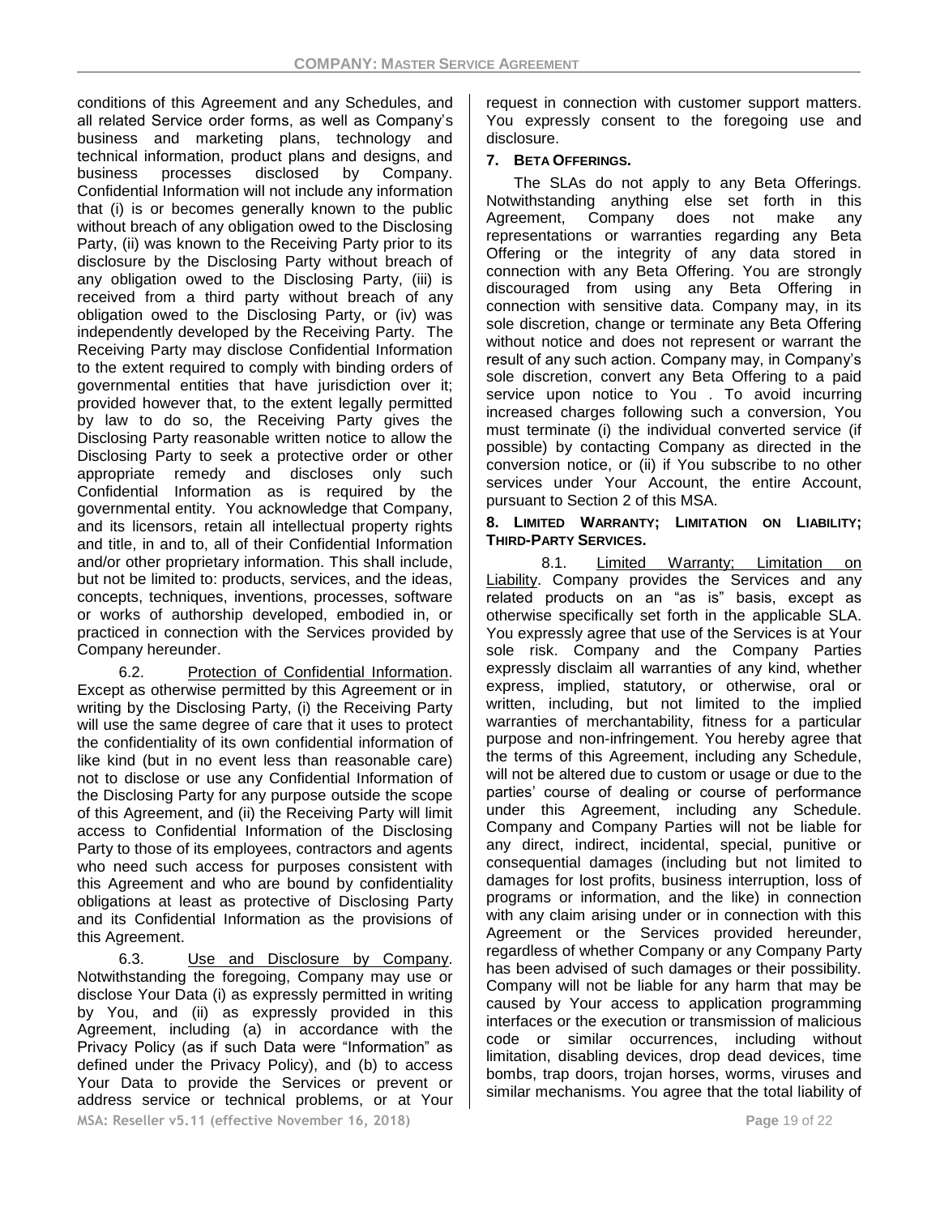conditions of this Agreement and any Schedules, and all related Service order forms, as well as Company's business and marketing plans, technology and technical information, product plans and designs, and business processes disclosed by Company. Confidential Information will not include any information that (i) is or becomes generally known to the public without breach of any obligation owed to the Disclosing Party, (ii) was known to the Receiving Party prior to its disclosure by the Disclosing Party without breach of any obligation owed to the Disclosing Party, (iii) is received from a third party without breach of any obligation owed to the Disclosing Party, or (iv) was independently developed by the Receiving Party. The Receiving Party may disclose Confidential Information to the extent required to comply with binding orders of governmental entities that have jurisdiction over it; provided however that, to the extent legally permitted by law to do so, the Receiving Party gives the Disclosing Party reasonable written notice to allow the Disclosing Party to seek a protective order or other appropriate remedy and discloses only such Confidential Information as is required by the governmental entity. You acknowledge that Company, and its licensors, retain all intellectual property rights and title, in and to, all of their Confidential Information and/or other proprietary information. This shall include, but not be limited to: products, services, and the ideas, concepts, techniques, inventions, processes, software or works of authorship developed, embodied in, or practiced in connection with the Services provided by Company hereunder.

6.2. Protection of Confidential Information. Except as otherwise permitted by this Agreement or in writing by the Disclosing Party, (i) the Receiving Party will use the same degree of care that it uses to protect the confidentiality of its own confidential information of like kind (but in no event less than reasonable care) not to disclose or use any Confidential Information of the Disclosing Party for any purpose outside the scope of this Agreement, and (ii) the Receiving Party will limit access to Confidential Information of the Disclosing Party to those of its employees, contractors and agents who need such access for purposes consistent with this Agreement and who are bound by confidentiality obligations at least as protective of Disclosing Party and its Confidential Information as the provisions of this Agreement.

6.3. Use and Disclosure by Company. Notwithstanding the foregoing, Company may use or disclose Your Data (i) as expressly permitted in writing by You, and (ii) as expressly provided in this Agreement, including (a) in accordance with the Privacy Policy (as if such Data were "Information" as defined under the Privacy Policy), and (b) to access Your Data to provide the Services or prevent or address service or technical problems, or at Your request in connection with customer support matters. You expressly consent to the foregoing use and disclosure.

## 7. BETA OFFERINGS.

The SLAs do not apply to any Beta Offerings. Notwithstanding anything else set forth in this Agreement, Company does not make any representations or warranties regarding any Beta Offering or the integrity of any data stored in connection with any Beta Offering. You are strongly discouraged from using any Beta Offering in connection with sensitive data. Company may, in its sole discretion, change or terminate any Beta Offering without notice and does not represent or warrant the result of any such action. Company may, in Company's sole discretion, convert any Beta Offering to a paid service upon notice to You . To avoid incurring increased charges following such a conversion, You must terminate (i) the individual converted service (if possible) by contacting Company as directed in the conversion notice, or (ii) if You subscribe to no other services under Your Account, the entire Account, pursuant to Section 2 of this MSA.

## 8. LIMITED WARRANTY; LIMITATION ON LIABILITY; THIRD-PARTY SERVICES.

8.1. Limited Warranty; Limitation on Liability. Company provides the Services and any related products on an "as is" basis, except as otherwise specifically set forth in the applicable SLA. You expressly agree that use of the Services is at Your sole risk. Company and the Company Parties expressly disclaim all warranties of any kind, whether express, implied, statutory, or otherwise, oral or written, including, but not limited to the implied warranties of merchantability, fitness for a particular purpose and non-infringement. You hereby agree that the terms of this Agreement, including any Schedule, will not be altered due to custom or usage or due to the parties' course of dealing or course of performance under this Agreement, including any Schedule. Company and Company Parties will not be liable for any direct, indirect, incidental, special, punitive or consequential damages (including but not limited to damages for lost profits, business interruption, loss of programs or information, and the like) in connection with any claim arising under or in connection with this Agreement or the Services provided hereunder, regardless of whether Company or any Company Party has been advised of such damages or their possibility. Company will not be liable for any harm that may be caused by Your access to application programming interfaces or the execution or transmission of malicious code or similar occurrences, including without limitation, disabling devices, drop dead devices, time bombs, trap doors, trojan horses, worms, viruses and similar mechanisms. You agree that the total liability of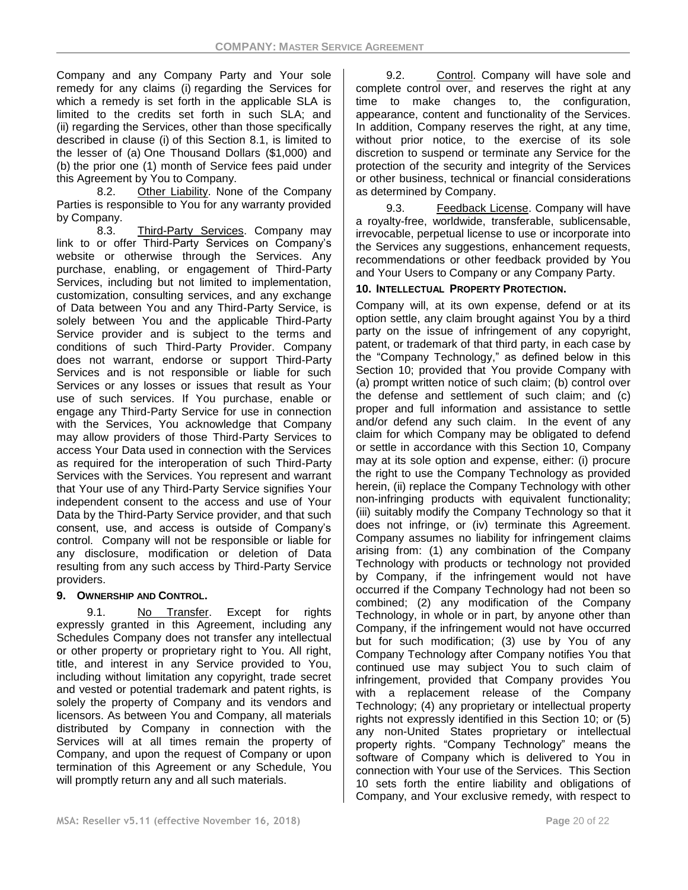Company and any Company Party and Your sole remedy for any claims (i) regarding the Services for which a remedy is set forth in the applicable SLA is limited to the credits set forth in such SLA; and (ii) regarding the Services, other than those specifically described in clause (i) of this Section 8.1, is limited to the lesser of (a) One Thousand Dollars ($1,000) and (b) the prior one (1) month of Service fees paid under this Agreement by You to Company.

8.2. Other Liability. None of the Company Parties is responsible to You for any warranty provided by Company.

8.3. Third-Party Services. Company may link to or offer Third-Party Services on Company's website or otherwise through the Services. Any purchase, enabling, or engagement of Third-Party Services, including but not limited to implementation, customization, consulting services, and any exchange of Data between You and any Third-Party Service, is solely between You and the applicable Third-Party Service provider and is subject to the terms and conditions of such Third-Party Provider. Company does not warrant, endorse or support Third-Party Services and is not responsible or liable for such Services or any losses or issues that result as Your use of such services. If You purchase, enable or engage any Third-Party Service for use in connection with the Services, You acknowledge that Company may allow providers of those Third-Party Services to access Your Data used in connection with the Services as required for the interoperation of such Third-Party Services with the Services. You represent and warrant that Your use of any Third-Party Service signifies Your independent consent to the access and use of Your Data by the Third-Party Service provider, and that such consent, use, and access is outside of Company's control. Company will not be responsible or liable for any disclosure, modification or deletion of Data resulting from any such access by Third-Party Service providers.

**9. OWNERSHIP AND CONTROL.**

9.1. No Transfer. Except for rights expressly granted in this Agreement, including any Schedules Company does not transfer any intellectual or other property or proprietary right to You. All right, title, and interest in any Service provided to You, including without limitation any copyright, trade secret and vested or potential trademark and patent rights, is solely the property of Company and its vendors and licensors. As between You and Company, all materials distributed by Company in connection with the Services will at all times remain the property of Company, and upon the request of Company or upon termination of this Agreement or any Schedule, You will promptly return any and all such materials.

9.2. Control. Company will have sole and complete control over, and reserves the right at any time to make changes to, the configuration, appearance, content and functionality of the Services. In addition, Company reserves the right, at any time, without prior notice, to the exercise of its sole discretion to suspend or terminate any Service for the protection of the security and integrity of the Services or other business, technical or financial considerations as determined by Company.

9.3. Feedback License. Company will have a royalty-free, worldwide, transferable, sublicensable, irrevocable, perpetual license to use or incorporate into the Services any suggestions, enhancement requests, recommendations or other feedback provided by You and Your Users to Company or any Company Party.

**10. INTELLECTUAL PROPERTY PROTECTION.**

Company will, at its own expense, defend or at its option settle, any claim brought against You by a third party on the issue of infringement of any copyright, patent, or trademark of that third party, in each case by the "Company Technology," as defined below in this Section 10; provided that You provide Company with (a) prompt written notice of such claim; (b) control over the defense and settlement of such claim; and (c) proper and full information and assistance to settle and/or defend any such claim. In the event of any claim for which Company may be obligated to defend or settle in accordance with this Section 10, Company may at its sole option and expense, either: (i) procure the right to use the Company Technology as provided herein, (ii) replace the Company Technology with other non-infringing products with equivalent functionality; (iii) suitably modify the Company Technology so that it does not infringe, or (iv) terminate this Agreement. Company assumes no liability for infringement claims arising from: (1) any combination of the Company Technology with products or technology not provided by Company, if the infringement would not have occurred if the Company Technology had not been so combined; (2) any modification of the Company Technology, in whole or in part, by anyone other than Company, if the infringement would not have occurred but for such modification; (3) use by You of any Company Technology after Company notifies You that continued use may subject You to such claim of infringement, provided that Company provides You with a replacement release of the Company Technology; (4) any proprietary or intellectual property rights not expressly identified in this Section 10; or (5) any non-United States proprietary or intellectual property rights. "Company Technology" means the software of Company which is delivered to You in connection with Your use of the Services. This Section 10 sets forth the entire liability and obligations of Company, and Your exclusive remedy, with respect to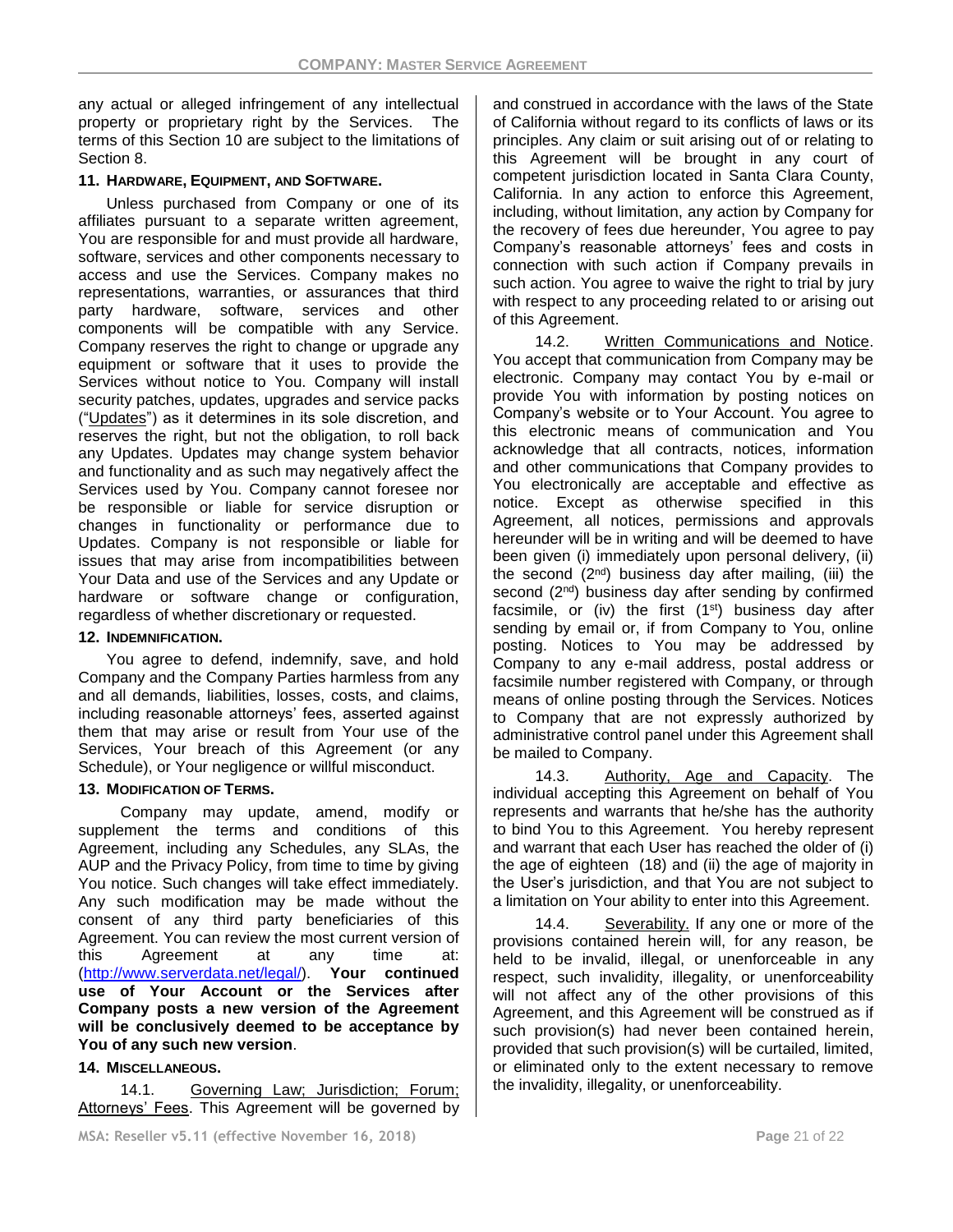any actual or alleged infringement of any intellectual property or proprietary right by the Services. The terms of this Section 10 are subject to the limitations of Section 8.

### 11. Hardware, Equipment, and Software.

Unless purchased from Company or one of its affiliates pursuant to a separate written agreement, You are responsible for and must provide all hardware, software, services and other components necessary to access and use the Services. Company makes no representations, warranties, or assurances that third party hardware, software, services and other components will be compatible with any Service. Company reserves the right to change or upgrade any equipment or software that it uses to provide the Services without notice to You. Company will install security patches, updates, upgrades and service packs ("Updates") as it determines in its sole discretion, and reserves the right, but not the obligation, to roll back any Updates. Updates may change system behavior and functionality and as such may negatively affect the Services used by You. Company cannot foresee nor be responsible or liable for service disruption or changes in functionality or performance due to Updates. Company is not responsible or liable for issues that may arise from incompatibilities between Your Data and use of the Services and any Update or hardware or software change or configuration, regardless of whether discretionary or requested.

### 12. Indemnification.

You agree to defend, indemnify, save, and hold Company and the Company Parties harmless from any and all demands, liabilities, losses, costs, and claims, including reasonable attorneys' fees, asserted against them that may arise or result from Your use of the Services, Your breach of this Agreement (or any Schedule), or Your negligence or willful misconduct.

### 13. Modification of Terms.

Company may update, amend, modify or supplement the terms and conditions of this Agreement, including any Schedules, any SLAs, the AUP and the Privacy Policy, from time to time by giving You notice. Such changes will take effect immediately. Any such modification may be made without the consent of any third party beneficiaries of this Agreement. You can review the most current version of this Agreement at any time at: (http://www.serverdata.net/legal/). **Your continued use of Your Account or the Services after Company posts a new version of the Agreement will be conclusively deemed to be acceptance by You of any such new version**.

### 14. Miscellaneous.

14.1. Governing Law; Jurisdiction; Forum; Attorneys' Fees. This Agreement will be governed by and construed in accordance with the laws of the State of California without regard to its conflicts of laws or its principles. Any claim or suit arising out of or relating to this Agreement will be brought in any court of competent jurisdiction located in Santa Clara County, California. In any action to enforce this Agreement, including, without limitation, any action by Company for the recovery of fees due hereunder, You agree to pay Company's reasonable attorneys' fees and costs in connection with such action if Company prevails in such action. You agree to waive the right to trial by jury with respect to any proceeding related to or arising out of this Agreement.

14.2. Written Communications and Notice. You accept that communication from Company may be electronic. Company may contact You by e-mail or provide You with information by posting notices on Company's website or to Your Account. You agree to this electronic means of communication and You acknowledge that all contracts, notices, information and other communications that Company provides to You electronically are acceptable and effective as notice. Except as otherwise specified in this Agreement, all notices, permissions and approvals hereunder will be in writing and will be deemed to have been given (i) immediately upon personal delivery, (ii) the second (2nd) business day after mailing, (iii) the second (2nd) business day after sending by confirmed facsimile, or (iv) the first (1st) business day after sending by email or, if from Company to You, online posting. Notices to You may be addressed by Company to any e-mail address, postal address or facsimile number registered with Company, or through means of online posting through the Services. Notices to Company that are not expressly authorized by administrative control panel under this Agreement shall be mailed to Company.

14.3. Authority, Age and Capacity. The individual accepting this Agreement on behalf of You represents and warrants that he/she has the authority to bind You to this Agreement. You hereby represent and warrant that each User has reached the older of (i) the age of eighteen (18) and (ii) the age of majority in the User's jurisdiction, and that You are not subject to a limitation on Your ability to enter into this Agreement.

14.4. Severability. If any one or more of the provisions contained herein will, for any reason, be held to be invalid, illegal, or unenforceable in any respect, such invalidity, illegality, or unenforceability will not affect any of the other provisions of this Agreement, and this Agreement will be construed as if such provision(s) had never been contained herein, provided that such provision(s) will be curtailed, limited, or eliminated only to the extent necessary to remove the invalidity, illegality, or unenforceability.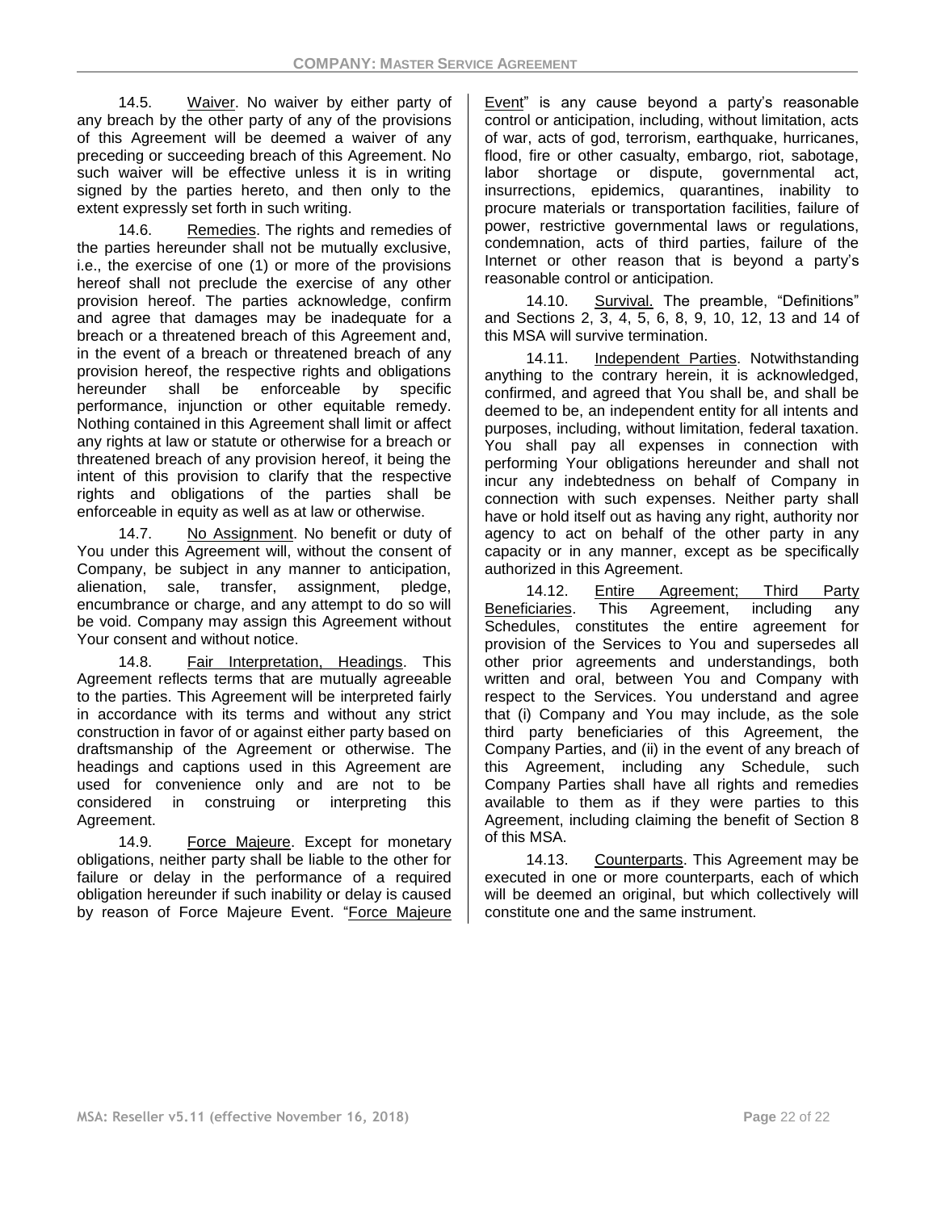14.5. Waiver. No waiver by either party of any breach by the other party of any of the provisions of this Agreement will be deemed a waiver of any preceding or succeeding breach of this Agreement. No such waiver will be effective unless it is in writing signed by the parties hereto, and then only to the extent expressly set forth in such writing.

14.6. Remedies. The rights and remedies of the parties hereunder shall not be mutually exclusive, i.e., the exercise of one (1) or more of the provisions hereof shall not preclude the exercise of any other provision hereof. The parties acknowledge, confirm and agree that damages may be inadequate for a breach or a threatened breach of this Agreement and, in the event of a breach or threatened breach of any provision hereof, the respective rights and obligations hereunder shall be enforceable by specific performance, injunction or other equitable remedy. Nothing contained in this Agreement shall limit or affect any rights at law or statute or otherwise for a breach or threatened breach of any provision hereof, it being the intent of this provision to clarify that the respective rights and obligations of the parties shall be enforceable in equity as well as at law or otherwise.

14.7. No Assignment. No benefit or duty of You under this Agreement will, without the consent of Company, be subject in any manner to anticipation, alienation, sale, transfer, assignment, pledge, encumbrance or charge, and any attempt to do so will be void. Company may assign this Agreement without Your consent and without notice.

14.8. Fair Interpretation, Headings. This Agreement reflects terms that are mutually agreeable to the parties. This Agreement will be interpreted fairly in accordance with its terms and without any strict construction in favor of or against either party based on draftsmanship of the Agreement or otherwise. The headings and captions used in this Agreement are used for convenience only and are not to be considered in construing or interpreting this Agreement.

14.9. Force Majeure. Except for monetary obligations, neither party shall be liable to the other for failure or delay in the performance of a required obligation hereunder if such inability or delay is caused by reason of Force Majeure Event. "Force Majeure Event" is any cause beyond a party's reasonable control or anticipation, including, without limitation, acts of war, acts of god, terrorism, earthquake, hurricanes, flood, fire or other casualty, embargo, riot, sabotage, labor shortage or dispute, governmental act, insurrections, epidemics, quarantines, inability to procure materials or transportation facilities, failure of power, restrictive governmental laws or regulations, condemnation, acts of third parties, failure of the Internet or other reason that is beyond a party's reasonable control or anticipation.

14.10. Survival. The preamble, "Definitions" and Sections 2, 3, 4, 5, 6, 8, 9, 10, 12, 13 and 14 of this MSA will survive termination.

14.11. Independent Parties. Notwithstanding anything to the contrary herein, it is acknowledged, confirmed, and agreed that You shall be, and shall be deemed to be, an independent entity for all intents and purposes, including, without limitation, federal taxation. You shall pay all expenses in connection with performing Your obligations hereunder and shall not incur any indebtedness on behalf of Company in connection with such expenses. Neither party shall have or hold itself out as having any right, authority nor agency to act on behalf of the other party in any capacity or in any manner, except as be specifically authorized in this Agreement.

14.12. Entire Agreement; Third Party Beneficiaries. This Agreement, including any Schedules, constitutes the entire agreement for provision of the Services to You and supersedes all other prior agreements and understandings, both written and oral, between You and Company with respect to the Services. You understand and agree that (i) Company and You may include, as the sole third party beneficiaries of this Agreement, the Company Parties, and (ii) in the event of any breach of this Agreement, including any Schedule, such Company Parties shall have all rights and remedies available to them as if they were parties to this Agreement, including claiming the benefit of Section 8 of this MSA.

14.13. Counterparts. This Agreement may be executed in one or more counterparts, each of which will be deemed an original, but which collectively will constitute one and the same instrument.